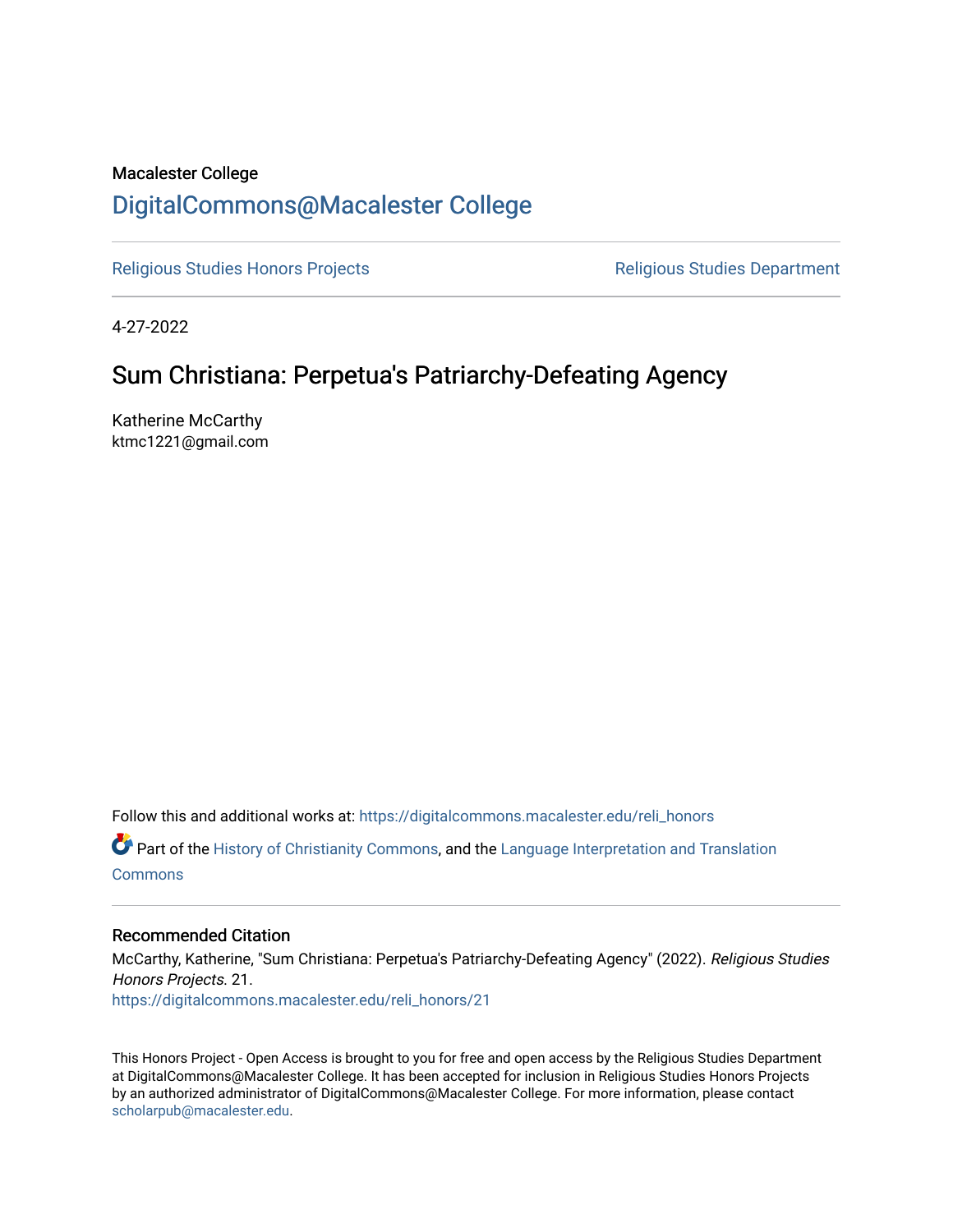Macalester College

DigitalCommons@Macalester College

Religious Studies Honors Projects | Religious Studies Department

4-27-2022

# Sum Christiana: Perpetua's Patriarchy-Defeating Agency

Katherine McCarthy
ktmc1221@gmail.com

Follow this and additional works at: https://digitalcommons.macalester.edu/reli_honors

Part of the History of Christianity Commons, and the Language Interpretation and Translation Commons

### Recommended Citation

McCarthy, Katherine, "Sum Christiana: Perpetua's Patriarchy-Defeating Agency" (2022). *Religious Studies Honors Projects*. 21.
https://digitalcommons.macalester.edu/reli_honors/21

This Honors Project - Open Access is brought to you for free and open access by the Religious Studies Department at DigitalCommons@Macalester College. It has been accepted for inclusion in Religious Studies Honors Projects by an authorized administrator of DigitalCommons@Macalester College. For more information, please contact scholarpub@macalester.edu.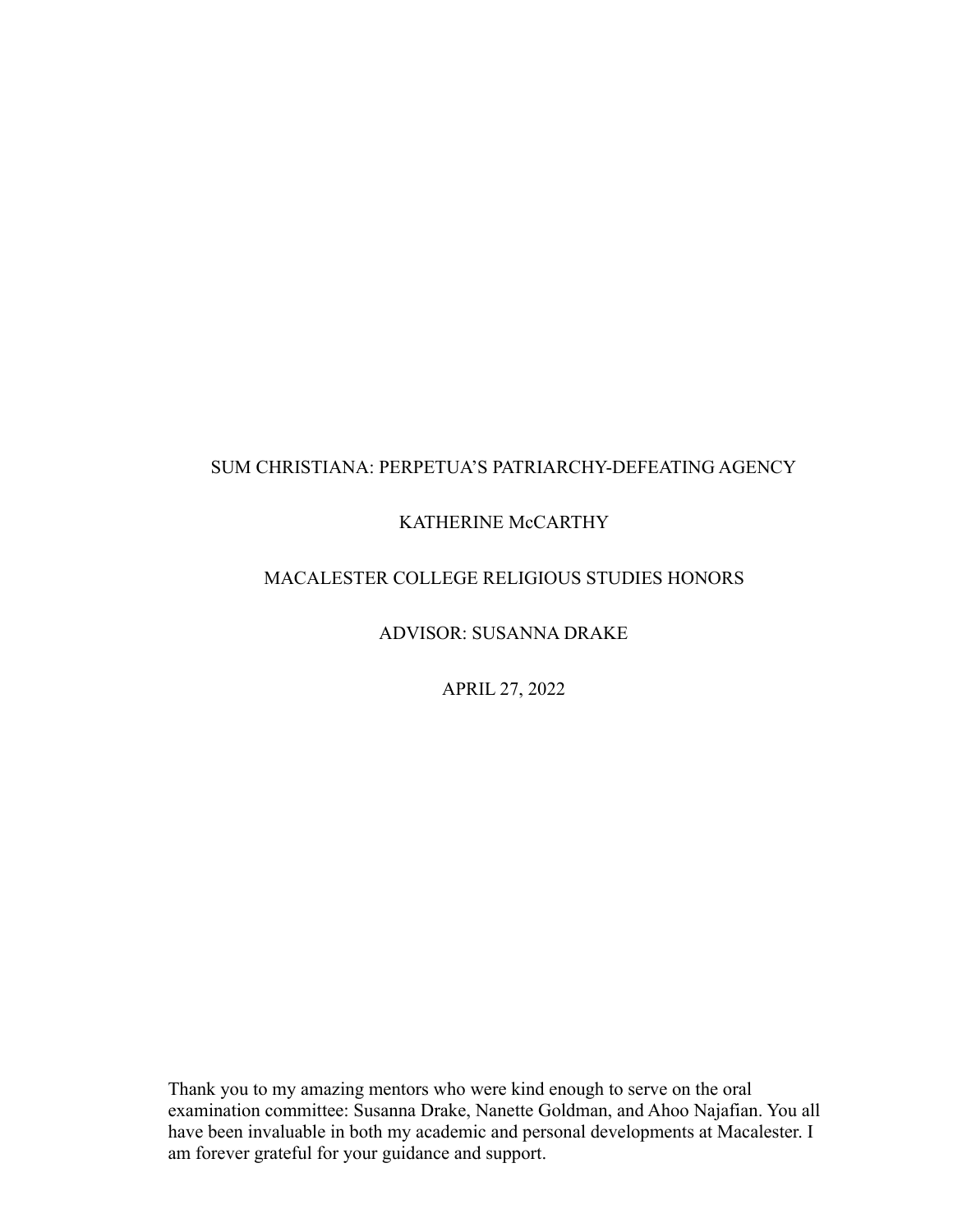SUM CHRISTIANA: PERPETUA'S PATRIARCHY-DEFEATING AGENCY

KATHERINE McCARTHY

MACALESTER COLLEGE RELIGIOUS STUDIES HONORS

ADVISOR: SUSANNA DRAKE

APRIL 27, 2022

Thank you to my amazing mentors who were kind enough to serve on the oral examination committee: Susanna Drake, Nanette Goldman, and Ahoo Najafian. You all have been invaluable in both my academic and personal developments at Macalester. I am forever grateful for your guidance and support.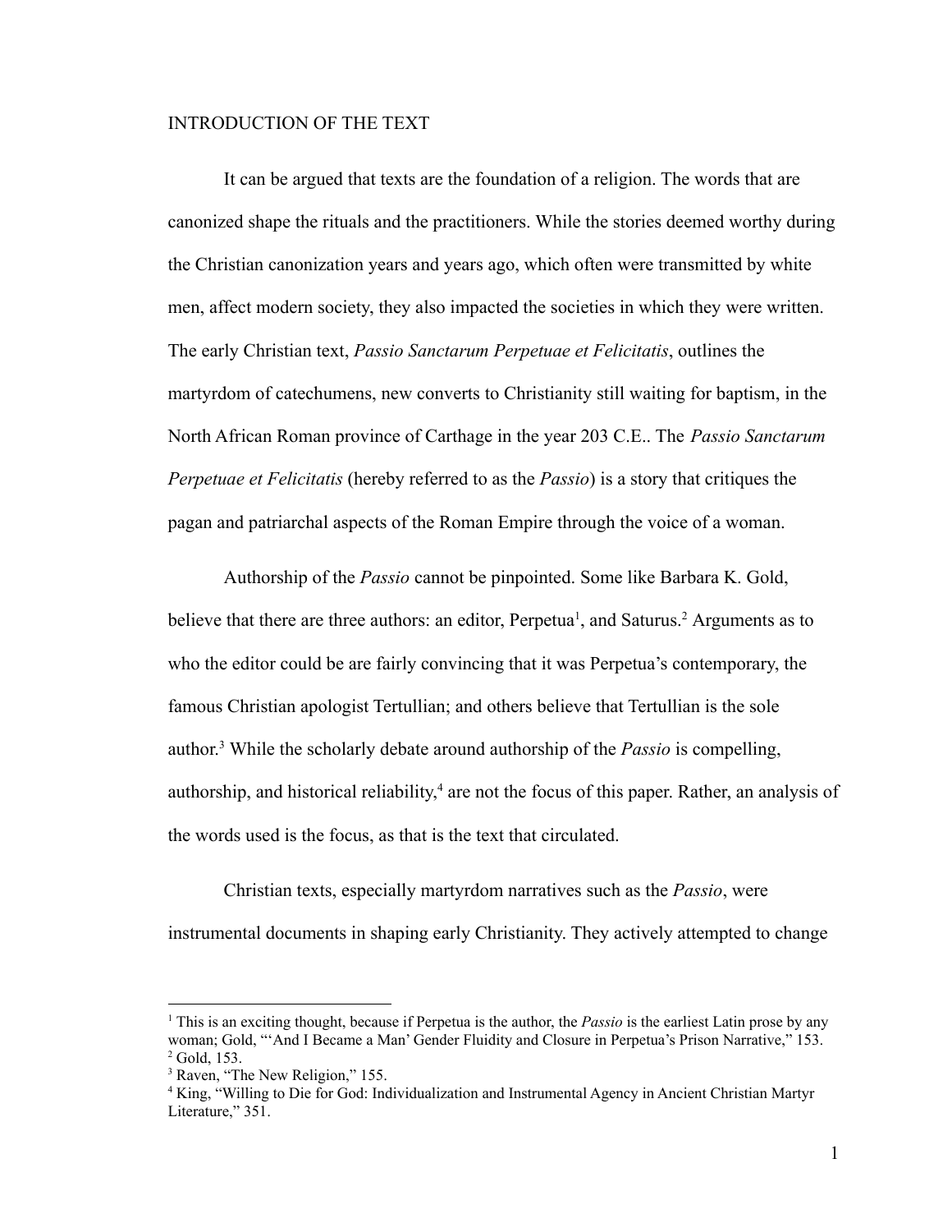## INTRODUCTION OF THE TEXT

It can be argued that texts are the foundation of a religion. The words that are canonized shape the rituals and the practitioners. While the stories deemed worthy during the Christian canonization years and years ago, which often were transmitted by white men, affect modern society, they also impacted the societies in which they were written. The early Christian text, *Passio Sanctarum Perpetuae et Felicitatis*, outlines the martyrdom of catechumens, new converts to Christianity still waiting for baptism, in the North African Roman province of Carthage in the year 203 C.E.. The *Passio Sanctarum Perpetuae et Felicitatis* (hereby referred to as the *Passio*) is a story that critiques the pagan and patriarchal aspects of the Roman Empire through the voice of a woman.

Authorship of the *Passio* cannot be pinpointed. Some like Barbara K. Gold, believe that there are three authors: an editor, Perpetua[1], and Saturus.[2] Arguments as to who the editor could be are fairly convincing that it was Perpetua's contemporary, the famous Christian apologist Tertullian; and others believe that Tertullian is the sole author.[3] While the scholarly debate around authorship of the *Passio* is compelling, authorship, and historical reliability,[4] are not the focus of this paper. Rather, an analysis of the words used is the focus, as that is the text that circulated.

Christian texts, especially martyrdom narratives such as the *Passio*, were instrumental documents in shaping early Christianity. They actively attempted to change

---

[1] This is an exciting thought, because if Perpetua is the author, the *Passio* is the earliest Latin prose by any woman; Gold, "'And I Became a Man' Gender Fluidity and Closure in Perpetua's Prison Narrative," 153.

[2] Gold, 153.

[3] Raven, "The New Religion," 155.

[4] King, "Willing to Die for God: Individualization and Instrumental Agency in Ancient Christian Martyr Literature," 351.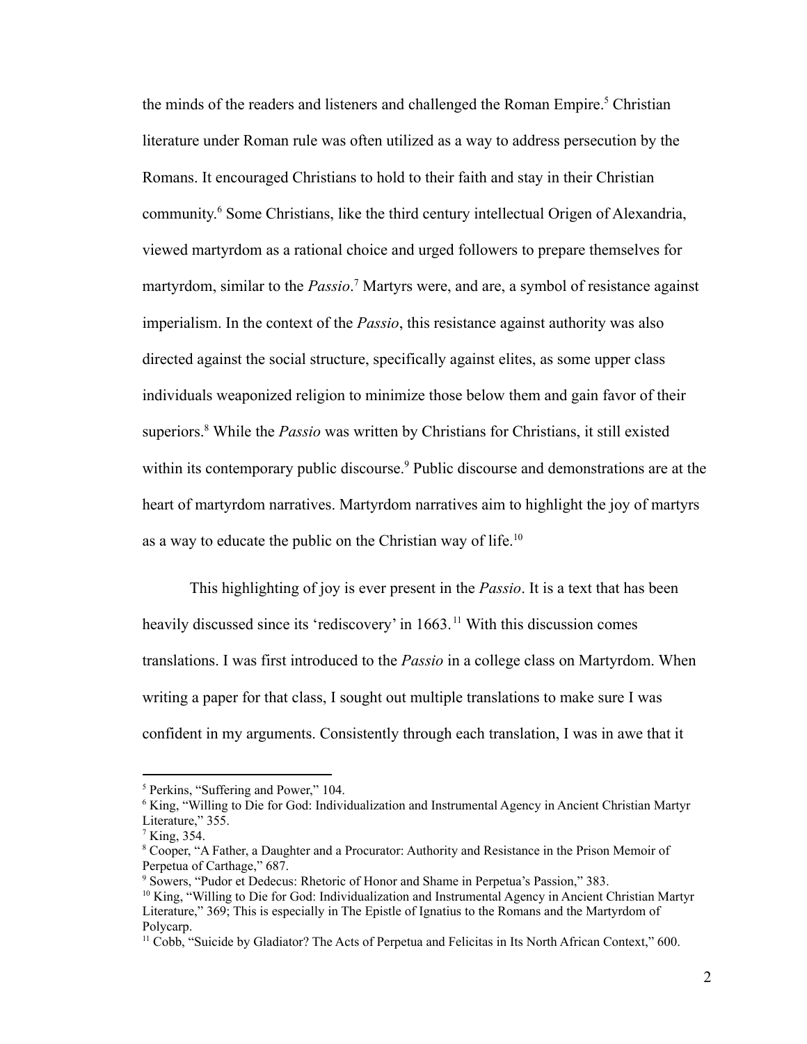the minds of the readers and listeners and challenged the Roman Empire.[5] Christian literature under Roman rule was often utilized as a way to address persecution by the Romans. It encouraged Christians to hold to their faith and stay in their Christian community.[6] Some Christians, like the third century intellectual Origen of Alexandria, viewed martyrdom as a rational choice and urged followers to prepare themselves for martyrdom, similar to the *Passio*.[7] Martyrs were, and are, a symbol of resistance against imperialism. In the context of the *Passio*, this resistance against authority was also directed against the social structure, specifically against elites, as some upper class individuals weaponized religion to minimize those below them and gain favor of their superiors.[8] While the *Passio* was written by Christians for Christians, it still existed within its contemporary public discourse.[9] Public discourse and demonstrations are at the heart of martyrdom narratives. Martyrdom narratives aim to highlight the joy of martyrs as a way to educate the public on the Christian way of life.[10]

This highlighting of joy is ever present in the *Passio*. It is a text that has been heavily discussed since its 'rediscovery' in 1663.[11] With this discussion comes translations. I was first introduced to the *Passio* in a college class on Martyrdom. When writing a paper for that class, I sought out multiple translations to make sure I was confident in my arguments. Consistently through each translation, I was in awe that it

---

[5] Perkins, "Suffering and Power," 104.

[6] King, "Willing to Die for God: Individualization and Instrumental Agency in Ancient Christian Martyr Literature," 355.

[7] King, 354.

[8] Cooper, "A Father, a Daughter and a Procurator: Authority and Resistance in the Prison Memoir of Perpetua of Carthage," 687.

[9] Sowers, "Pudor et Dedecus: Rhetoric of Honor and Shame in Perpetua's Passion," 383.

[10] King, "Willing to Die for God: Individualization and Instrumental Agency in Ancient Christian Martyr Literature," 369; This is especially in The Epistle of Ignatius to the Romans and the Martyrdom of Polycarp.

[11] Cobb, "Suicide by Gladiator? The Acts of Perpetua and Felicitas in Its North African Context," 600.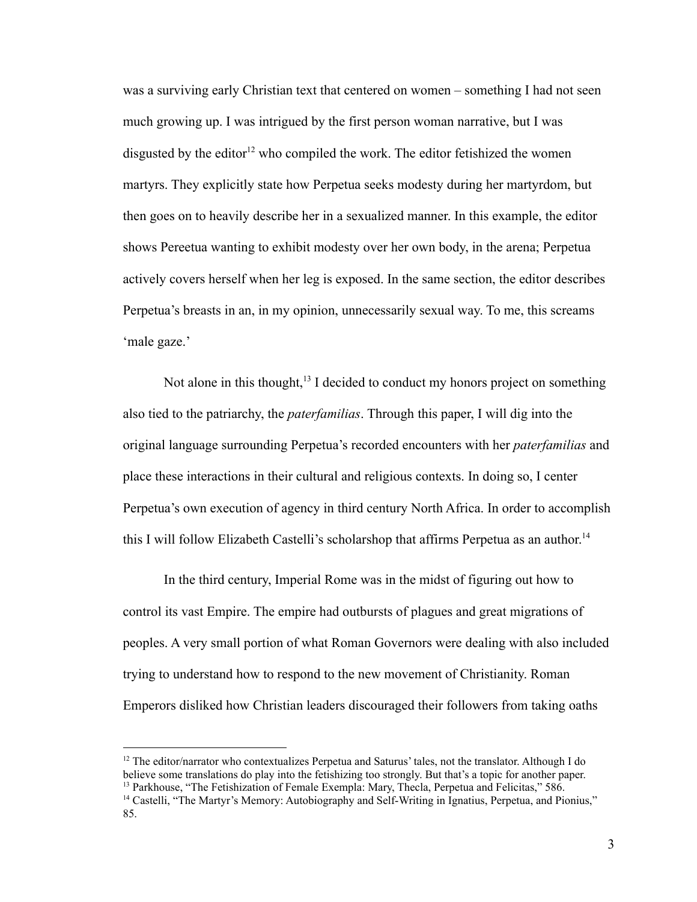was a surviving early Christian text that centered on women – something I had not seen much growing up. I was intrigued by the first person woman narrative, but I was disgusted by the editor[12] who compiled the work. The editor fetishized the women martyrs. They explicitly state how Perpetua seeks modesty during her martyrdom, but then goes on to heavily describe her in a sexualized manner. In this example, the editor shows Pereetua wanting to exhibit modesty over her own body, in the arena; Perpetua actively covers herself when her leg is exposed. In the same section, the editor describes Perpetua's breasts in an, in my opinion, unnecessarily sexual way. To me, this screams 'male gaze.'

Not alone in this thought,[13] I decided to conduct my honors project on something also tied to the patriarchy, the *paterfamilias*. Through this paper, I will dig into the original language surrounding Perpetua's recorded encounters with her *paterfamilias* and place these interactions in their cultural and religious contexts. In doing so, I center Perpetua's own execution of agency in third century North Africa. In order to accomplish this I will follow Elizabeth Castelli's scholarshop that affirms Perpetua as an author.[14]

In the third century, Imperial Rome was in the midst of figuring out how to control its vast Empire. The empire had outbursts of plagues and great migrations of peoples. A very small portion of what Roman Governors were dealing with also included trying to understand how to respond to the new movement of Christianity. Roman Emperors disliked how Christian leaders discouraged their followers from taking oaths

---

[12] The editor/narrator who contextualizes Perpetua and Saturus' tales, not the translator. Although I do believe some translations do play into the fetishizing too strongly. But that's a topic for another paper.

[13] Parkhouse, "The Fetishization of Female Exempla: Mary, Thecla, Perpetua and Felicitas," 586.

[14] Castelli, "The Martyr's Memory: Autobiography and Self-Writing in Ignatius, Perpetua, and Pionius," 85.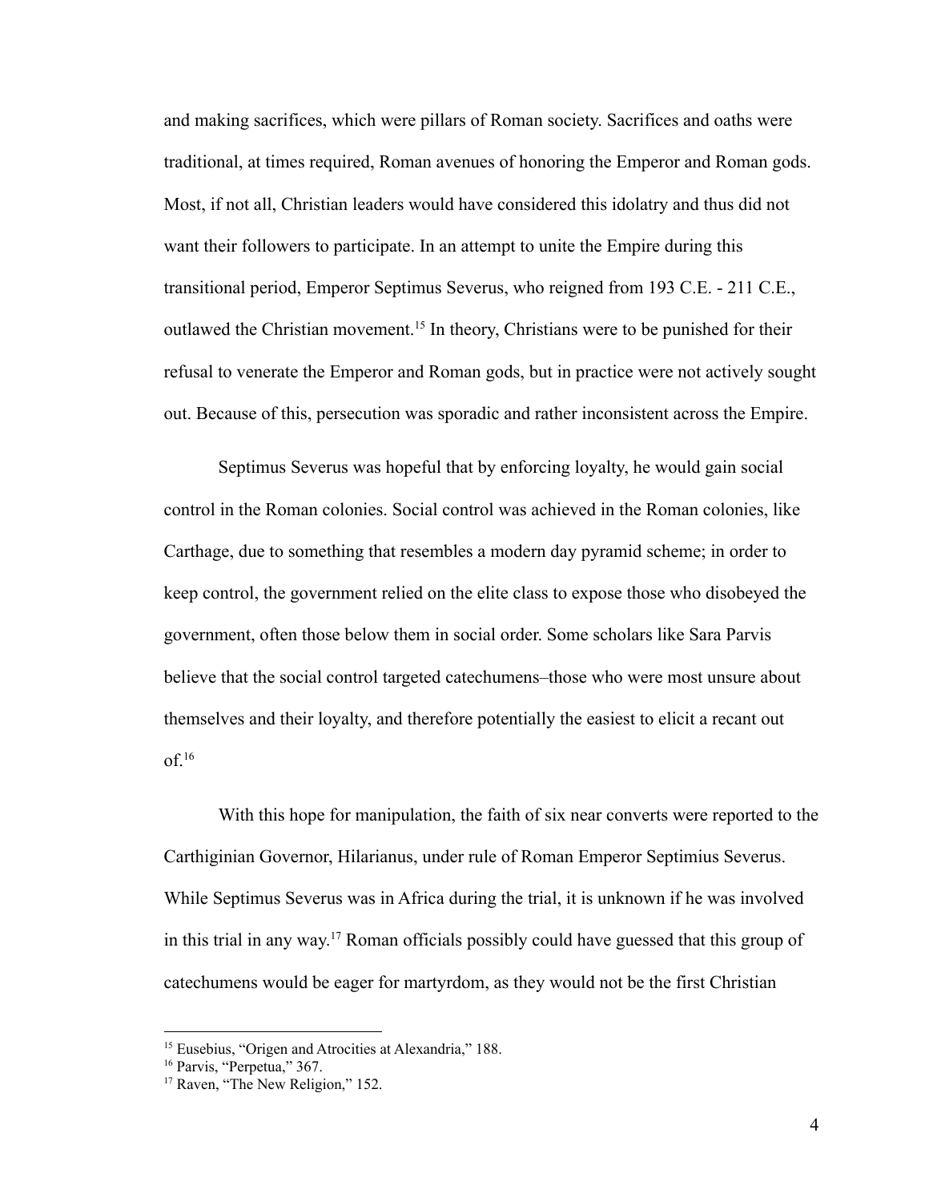and making sacrifices, which were pillars of Roman society. Sacrifices and oaths were traditional, at times required, Roman avenues of honoring the Emperor and Roman gods. Most, if not all, Christian leaders would have considered this idolatry and thus did not want their followers to participate. In an attempt to unite the Empire during this transitional period, Emperor Septimus Severus, who reigned from 193 C.E. - 211 C.E., outlawed the Christian movement.[15] In theory, Christians were to be punished for their refusal to venerate the Emperor and Roman gods, but in practice were not actively sought out. Because of this, persecution was sporadic and rather inconsistent across the Empire.

Septimus Severus was hopeful that by enforcing loyalty, he would gain social control in the Roman colonies. Social control was achieved in the Roman colonies, like Carthage, due to something that resembles a modern day pyramid scheme; in order to keep control, the government relied on the elite class to expose those who disobeyed the government, often those below them in social order. Some scholars like Sara Parvis believe that the social control targeted catechumens–those who were most unsure about themselves and their loyalty, and therefore potentially the easiest to elicit a recant out of.[16]

With this hope for manipulation, the faith of six near converts were reported to the Carthiginian Governor, Hilarianus, under rule of Roman Emperor Septimius Severus. While Septimus Severus was in Africa during the trial, it is unknown if he was involved in this trial in any way.[17] Roman officials possibly could have guessed that this group of catechumens would be eager for martyrdom, as they would not be the first Christian

[15] Eusebius, "Origen and Atrocities at Alexandria," 188.

[16] Parvis, "Perpetua," 367.

[17] Raven, "The New Religion," 152.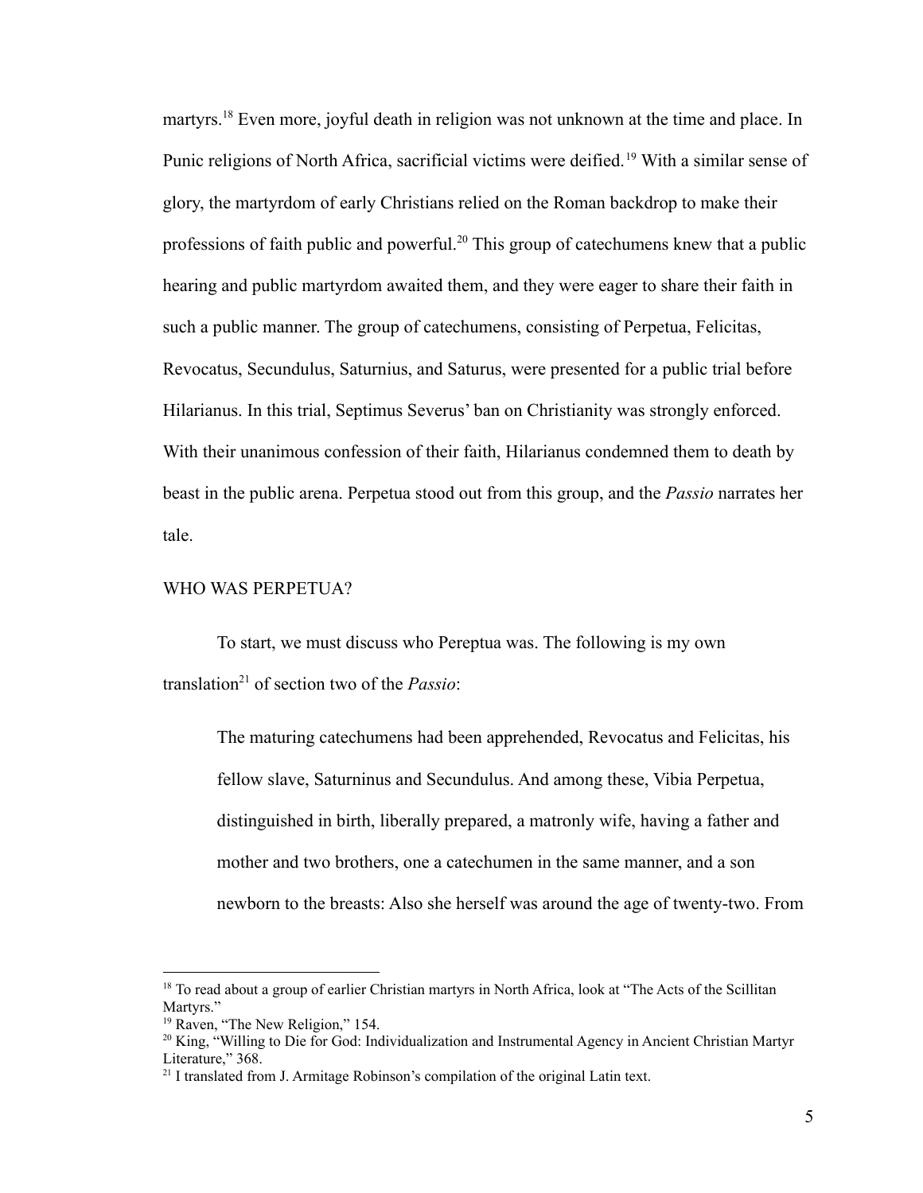martyrs.[18] Even more, joyful death in religion was not unknown at the time and place. In Punic religions of North Africa, sacrificial victims were deified.[19] With a similar sense of glory, the martyrdom of early Christians relied on the Roman backdrop to make their professions of faith public and powerful.[20] This group of catechumens knew that a public hearing and public martyrdom awaited them, and they were eager to share their faith in such a public manner. The group of catechumens, consisting of Perpetua, Felicitas, Revocatus, Secundulus, Saturnius, and Saturus, were presented for a public trial before Hilarianus. In this trial, Septimus Severus' ban on Christianity was strongly enforced. With their unanimous confession of their faith, Hilarianus condemned them to death by beast in the public arena. Perpetua stood out from this group, and the *Passio* narrates her tale.

## WHO WAS PERPETUA?

To start, we must discuss who Pereptua was. The following is my own translation[21] of section two of the *Passio*:

> The maturing catechumens had been apprehended, Revocatus and Felicitas, his fellow slave, Saturninus and Secundulus. And among these, Vibia Perpetua, distinguished in birth, liberally prepared, a matronly wife, having a father and mother and two brothers, one a catechumen in the same manner, and a son newborn to the breasts: Also she herself was around the age of twenty-two. From

---

[18] To read about a group of earlier Christian martyrs in North Africa, look at "The Acts of the Scillitan Martyrs."

[19] Raven, "The New Religion," 154.

[20] King, "Willing to Die for God: Individualization and Instrumental Agency in Ancient Christian Martyr Literature," 368.

[21] I translated from J. Armitage Robinson's compilation of the original Latin text.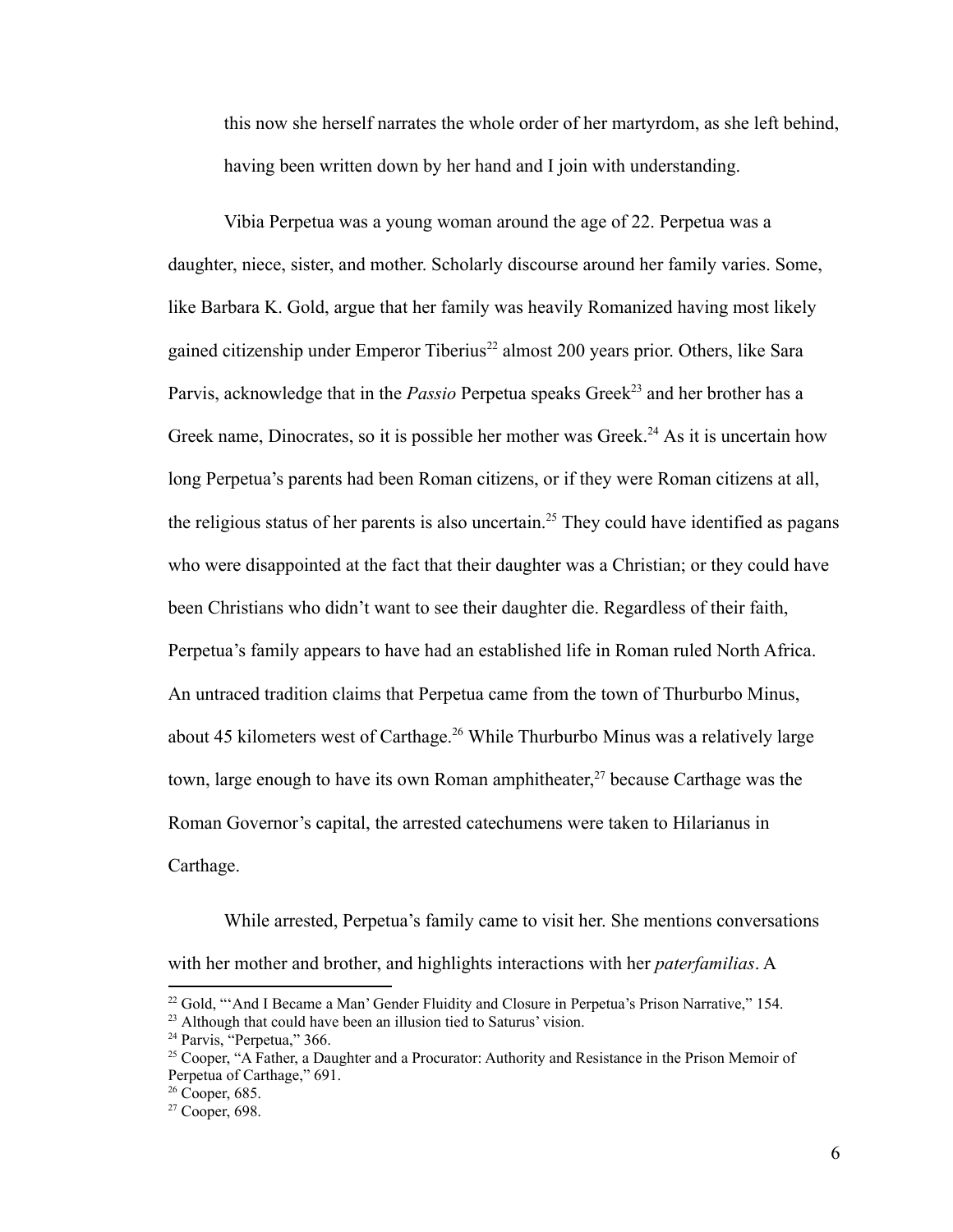> this now she herself narrates the whole order of her martyrdom, as she left behind, having been written down by her hand and I join with understanding.

Vibia Perpetua was a young woman around the age of 22. Perpetua was a daughter, niece, sister, and mother. Scholarly discourse around her family varies. Some, like Barbara K. Gold, argue that her family was heavily Romanized having most likely gained citizenship under Emperor Tiberius[22] almost 200 years prior. Others, like Sara Parvis, acknowledge that in the *Passio* Perpetua speaks Greek[23] and her brother has a Greek name, Dinocrates, so it is possible her mother was Greek.[24] As it is uncertain how long Perpetua's parents had been Roman citizens, or if they were Roman citizens at all, the religious status of her parents is also uncertain.[25] They could have identified as pagans who were disappointed at the fact that their daughter was a Christian; or they could have been Christians who didn't want to see their daughter die. Regardless of their faith, Perpetua's family appears to have had an established life in Roman ruled North Africa. An untraced tradition claims that Perpetua came from the town of Thurburbo Minus, about 45 kilometers west of Carthage.[26] While Thurburbo Minus was a relatively large town, large enough to have its own Roman amphitheater,[27] because Carthage was the Roman Governor's capital, the arrested catechumens were taken to Hilarianus in Carthage.

While arrested, Perpetua's family came to visit her. She mentions conversations with her mother and brother, and highlights interactions with her *paterfamilias*. A

---

[22] Gold, "'And I Became a Man' Gender Fluidity and Closure in Perpetua's Prison Narrative," 154.

[23] Although that could have been an illusion tied to Saturus' vision.

[24] Parvis, "Perpetua," 366.

[25] Cooper, "A Father, a Daughter and a Procurator: Authority and Resistance in the Prison Memoir of Perpetua of Carthage," 691.

[26] Cooper, 685.

[27] Cooper, 698.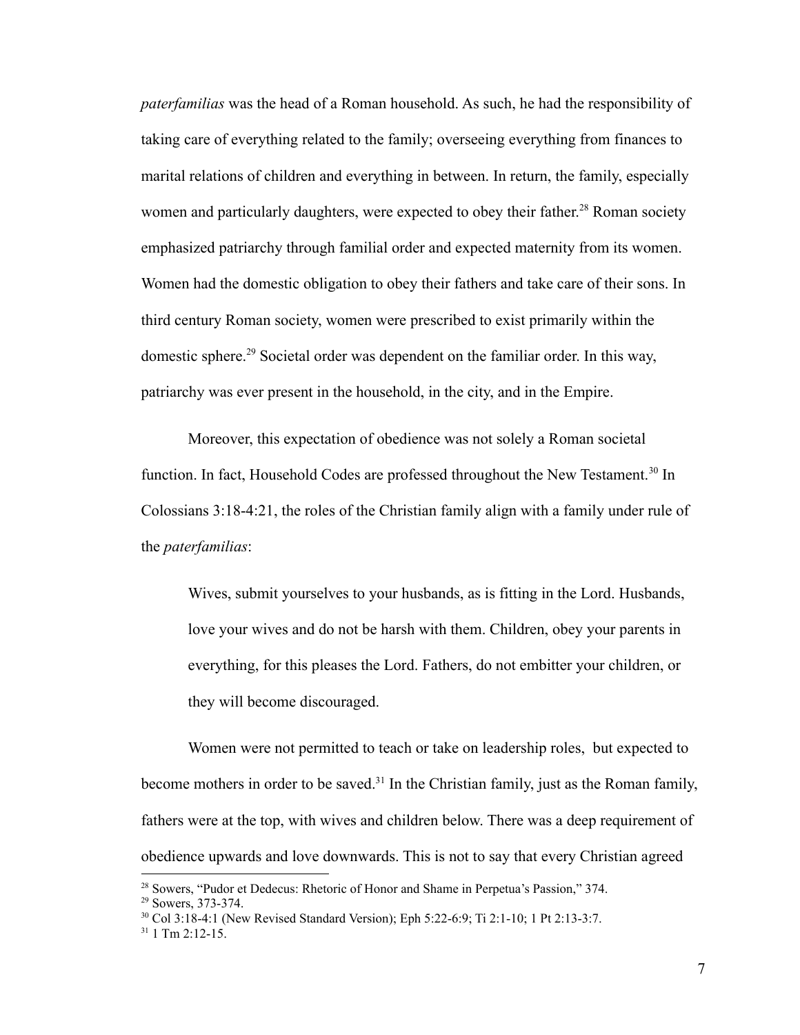*paterfamilias* was the head of a Roman household. As such, he had the responsibility of taking care of everything related to the family; overseeing everything from finances to marital relations of children and everything in between. In return, the family, especially women and particularly daughters, were expected to obey their father.[28] Roman society emphasized patriarchy through familial order and expected maternity from its women. Women had the domestic obligation to obey their fathers and take care of their sons. In third century Roman society, women were prescribed to exist primarily within the domestic sphere.[29] Societal order was dependent on the familiar order. In this way, patriarchy was ever present in the household, in the city, and in the Empire.

Moreover, this expectation of obedience was not solely a Roman societal function. In fact, Household Codes are professed throughout the New Testament.[30] In Colossians 3:18-4:21, the roles of the Christian family align with a family under rule of the *paterfamilias*:

> Wives, submit yourselves to your husbands, as is fitting in the Lord. Husbands, love your wives and do not be harsh with them. Children, obey your parents in everything, for this pleases the Lord. Fathers, do not embitter your children, or they will become discouraged.

Women were not permitted to teach or take on leadership roles, but expected to become mothers in order to be saved.[31] In the Christian family, just as the Roman family, fathers were at the top, with wives and children below. There was a deep requirement of obedience upwards and love downwards. This is not to say that every Christian agreed

[28] Sowers, "Pudor et Dedecus: Rhetoric of Honor and Shame in Perpetua's Passion," 374.
[29] Sowers, 373-374.
[30] Col 3:18-4:1 (New Revised Standard Version); Eph 5:22-6:9; Ti 2:1-10; 1 Pt 2:13-3:7.
[31] 1 Tm 2:12-15.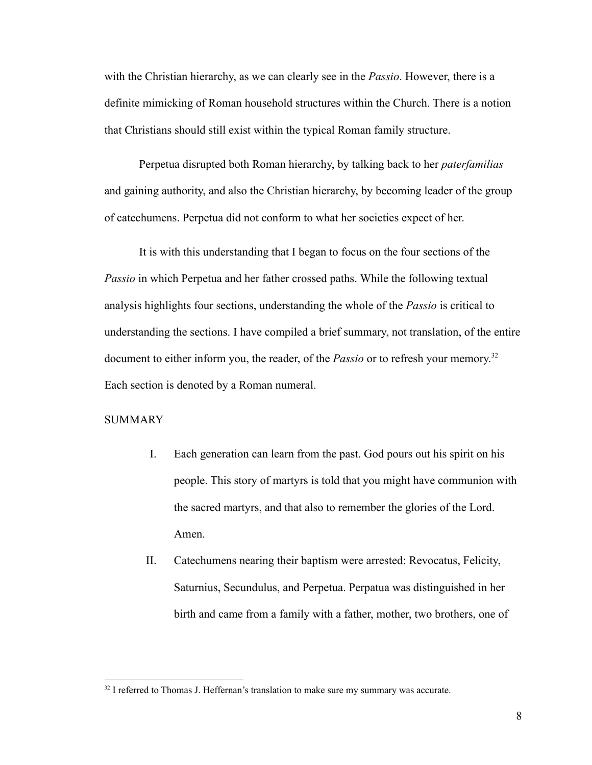with the Christian hierarchy, as we can clearly see in the *Passio*. However, there is a definite mimicking of Roman household structures within the Church. There is a notion that Christians should still exist within the typical Roman family structure.

Perpetua disrupted both Roman hierarchy, by talking back to her *paterfamilias* and gaining authority, and also the Christian hierarchy, by becoming leader of the group of catechumens. Perpetua did not conform to what her societies expect of her.

It is with this understanding that I began to focus on the four sections of the *Passio* in which Perpetua and her father crossed paths. While the following textual analysis highlights four sections, understanding the whole of the *Passio* is critical to understanding the sections. I have compiled a brief summary, not translation, of the entire document to either inform you, the reader, of the *Passio* or to refresh your memory.[32] Each section is denoted by a Roman numeral.

SUMMARY

I. Each generation can learn from the past. God pours out his spirit on his people. This story of martyrs is told that you might have communion with the sacred martyrs, and that also to remember the glories of the Lord. Amen.

II. Catechumens nearing their baptism were arrested: Revocatus, Felicity, Saturnius, Secundulus, and Perpetua. Perpatua was distinguished in her birth and came from a family with a father, mother, two brothers, one of

---

[32] I referred to Thomas J. Heffernan's translation to make sure my summary was accurate.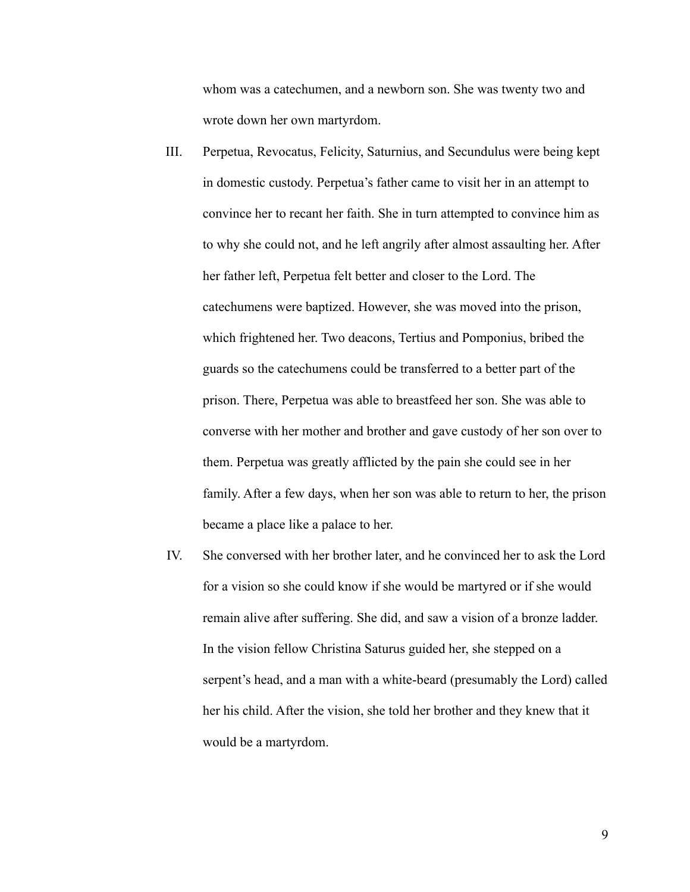whom was a catechumen, and a newborn son. She was twenty two and wrote down her own martyrdom.

III. Perpetua, Revocatus, Felicity, Saturnius, and Secundulus were being kept in domestic custody. Perpetua's father came to visit her in an attempt to convince her to recant her faith. She in turn attempted to convince him as to why she could not, and he left angrily after almost assaulting her. After her father left, Perpetua felt better and closer to the Lord. The catechumens were baptized. However, she was moved into the prison, which frightened her. Two deacons, Tertius and Pomponius, bribed the guards so the catechumens could be transferred to a better part of the prison. There, Perpetua was able to breastfeed her son. She was able to converse with her mother and brother and gave custody of her son over to them. Perpetua was greatly afflicted by the pain she could see in her family. After a few days, when her son was able to return to her, the prison became a place like a palace to her.

IV. She conversed with her brother later, and he convinced her to ask the Lord for a vision so she could know if she would be martyred or if she would remain alive after suffering. She did, and saw a vision of a bronze ladder. In the vision fellow Christina Saturus guided her, she stepped on a serpent's head, and a man with a white-beard (presumably the Lord) called her his child. After the vision, she told her brother and they knew that it would be a martyrdom.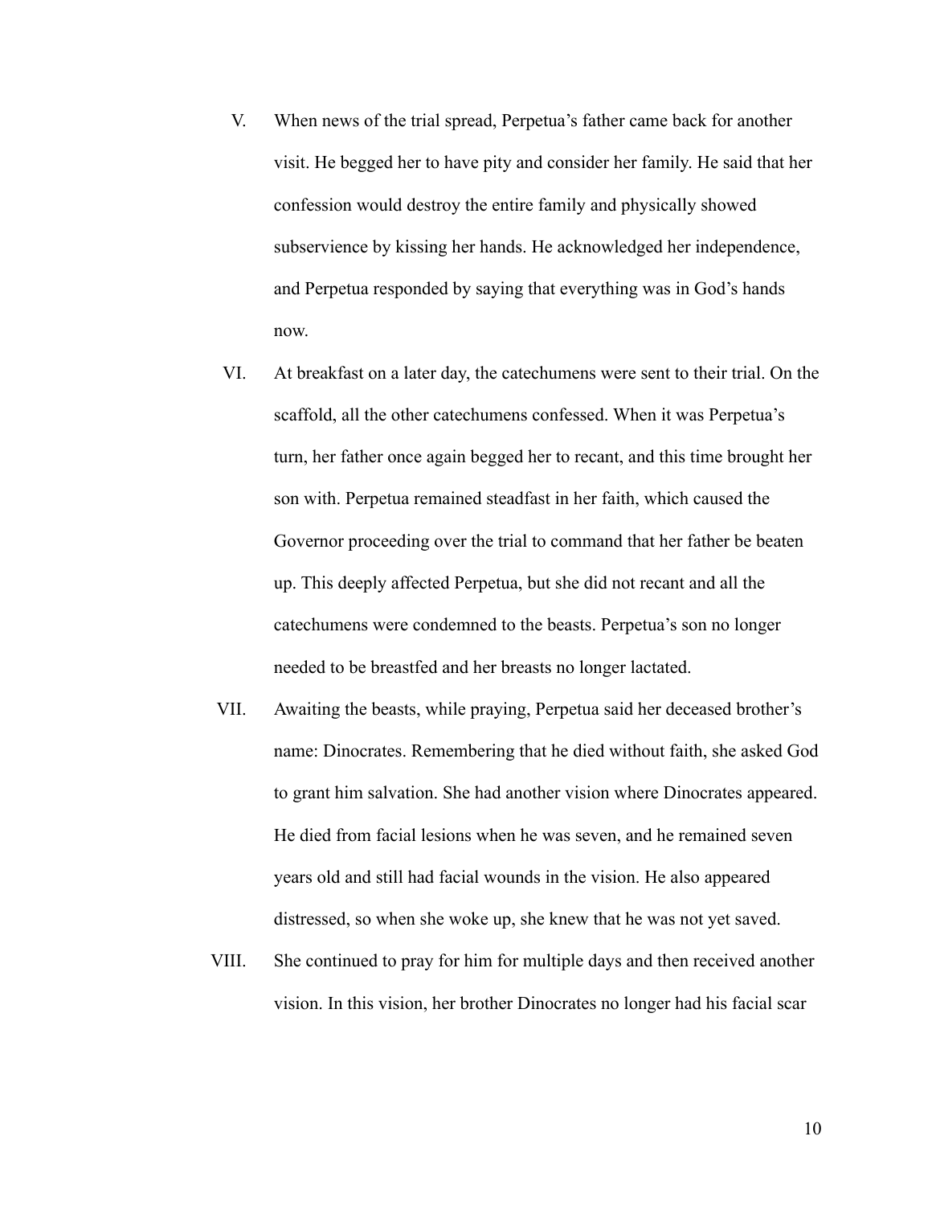V. When news of the trial spread, Perpetua's father came back for another visit. He begged her to have pity and consider her family. He said that her confession would destroy the entire family and physically showed subservience by kissing her hands. He acknowledged her independence, and Perpetua responded by saying that everything was in God's hands now.

VI. At breakfast on a later day, the catechumens were sent to their trial. On the scaffold, all the other catechumens confessed. When it was Perpetua's turn, her father once again begged her to recant, and this time brought her son with. Perpetua remained steadfast in her faith, which caused the Governor proceeding over the trial to command that her father be beaten up. This deeply affected Perpetua, but she did not recant and all the catechumens were condemned to the beasts. Perpetua's son no longer needed to be breastfed and her breasts no longer lactated.

VII. Awaiting the beasts, while praying, Perpetua said her deceased brother's name: Dinocrates. Remembering that he died without faith, she asked God to grant him salvation. She had another vision where Dinocrates appeared. He died from facial lesions when he was seven, and he remained seven years old and still had facial wounds in the vision. He also appeared distressed, so when she woke up, she knew that he was not yet saved.

VIII. She continued to pray for him for multiple days and then received another vision. In this vision, her brother Dinocrates no longer had his facial scar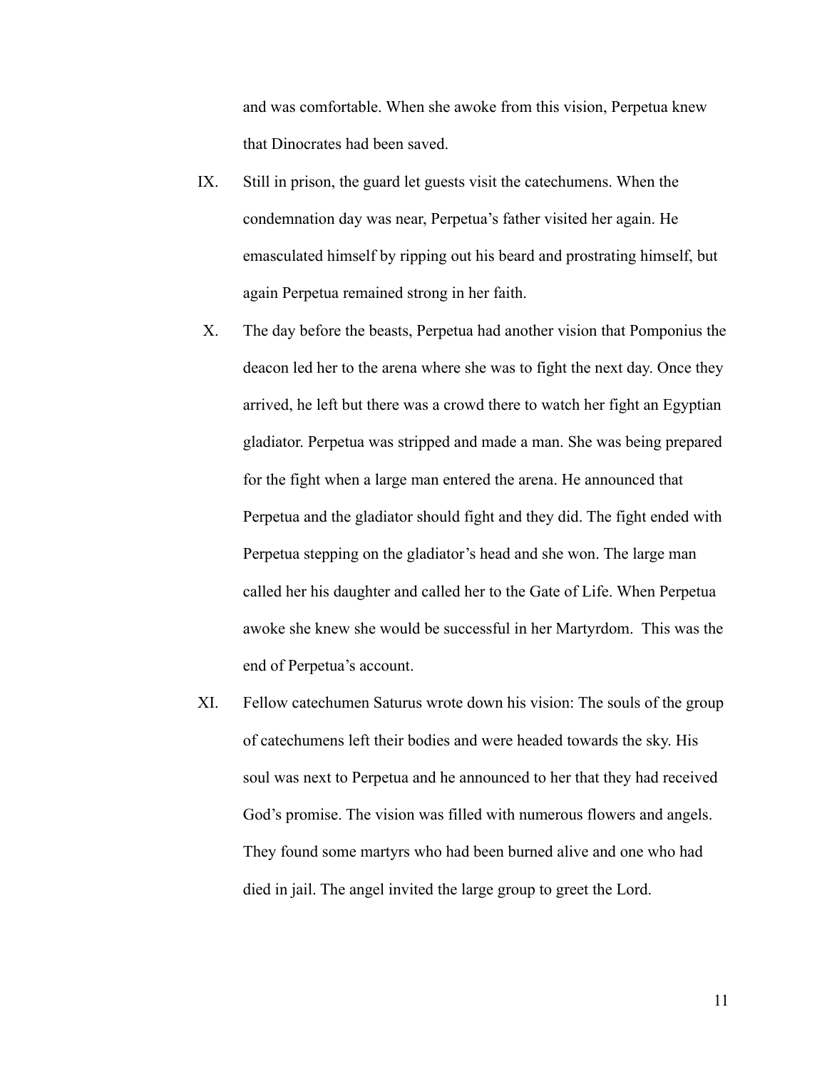and was comfortable. When she awoke from this vision, Perpetua knew that Dinocrates had been saved.

IX. Still in prison, the guard let guests visit the catechumens. When the condemnation day was near, Perpetua's father visited her again. He emasculated himself by ripping out his beard and prostrating himself, but again Perpetua remained strong in her faith.

X. The day before the beasts, Perpetua had another vision that Pomponius the deacon led her to the arena where she was to fight the next day. Once they arrived, he left but there was a crowd there to watch her fight an Egyptian gladiator. Perpetua was stripped and made a man. She was being prepared for the fight when a large man entered the arena. He announced that Perpetua and the gladiator should fight and they did. The fight ended with Perpetua stepping on the gladiator's head and she won. The large man called her his daughter and called her to the Gate of Life. When Perpetua awoke she knew she would be successful in her Martyrdom. This was the end of Perpetua's account.

XI. Fellow catechumen Saturus wrote down his vision: The souls of the group of catechumens left their bodies and were headed towards the sky. His soul was next to Perpetua and he announced to her that they had received God's promise. The vision was filled with numerous flowers and angels. They found some martyrs who had been burned alive and one who had died in jail. The angel invited the large group to greet the Lord.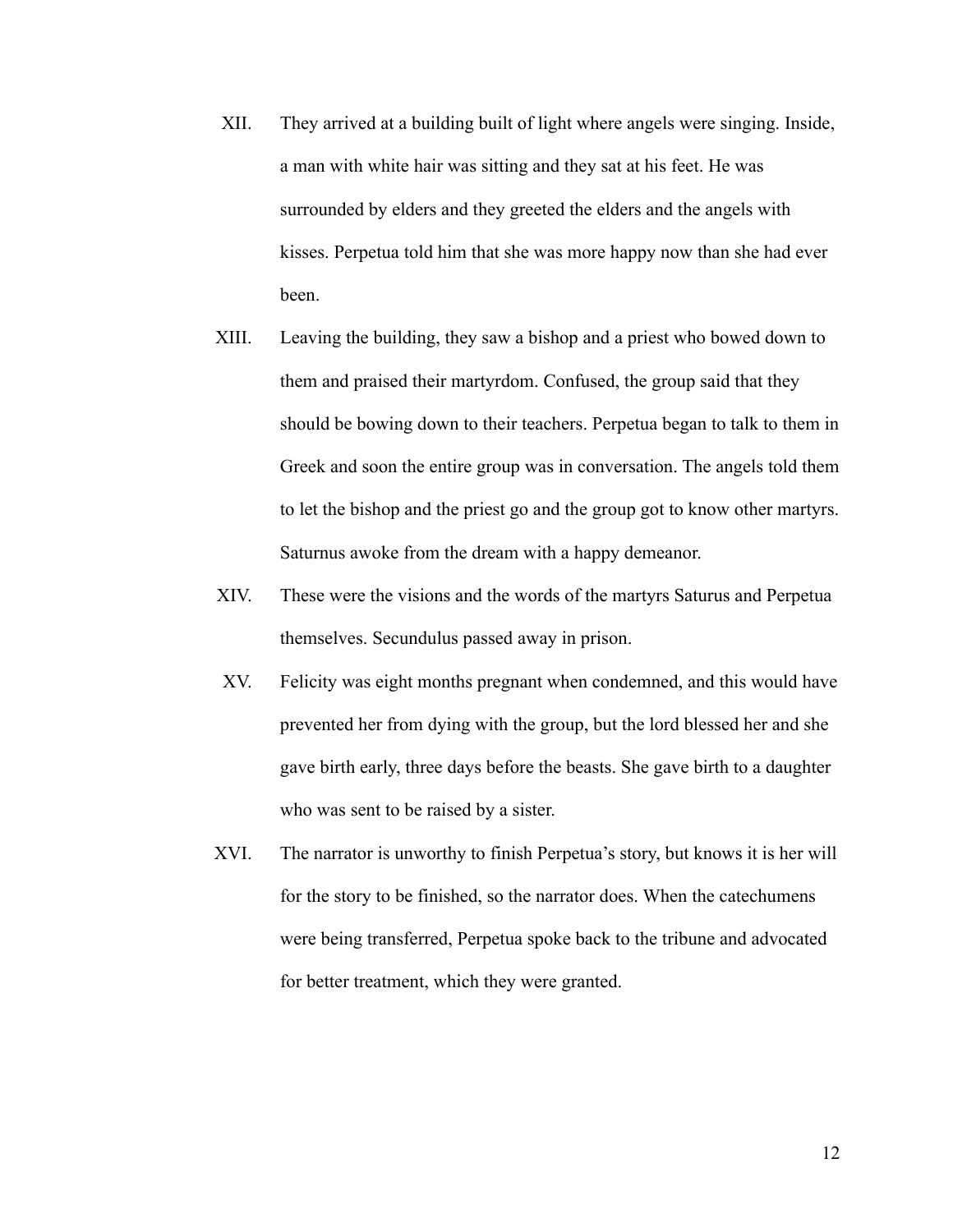XII. They arrived at a building built of light where angels were singing. Inside, a man with white hair was sitting and they sat at his feet. He was surrounded by elders and they greeted the elders and the angels with kisses. Perpetua told him that she was more happy now than she had ever been.

XIII. Leaving the building, they saw a bishop and a priest who bowed down to them and praised their martyrdom. Confused, the group said that they should be bowing down to their teachers. Perpetua began to talk to them in Greek and soon the entire group was in conversation. The angels told them to let the bishop and the priest go and the group got to know other martyrs. Saturnus awoke from the dream with a happy demeanor.

XIV. These were the visions and the words of the martyrs Saturus and Perpetua themselves. Secundulus passed away in prison.

XV. Felicity was eight months pregnant when condemned, and this would have prevented her from dying with the group, but the lord blessed her and she gave birth early, three days before the beasts. She gave birth to a daughter who was sent to be raised by a sister.

XVI. The narrator is unworthy to finish Perpetua's story, but knows it is her will for the story to be finished, so the narrator does. When the catechumens were being transferred, Perpetua spoke back to the tribune and advocated for better treatment, which they were granted.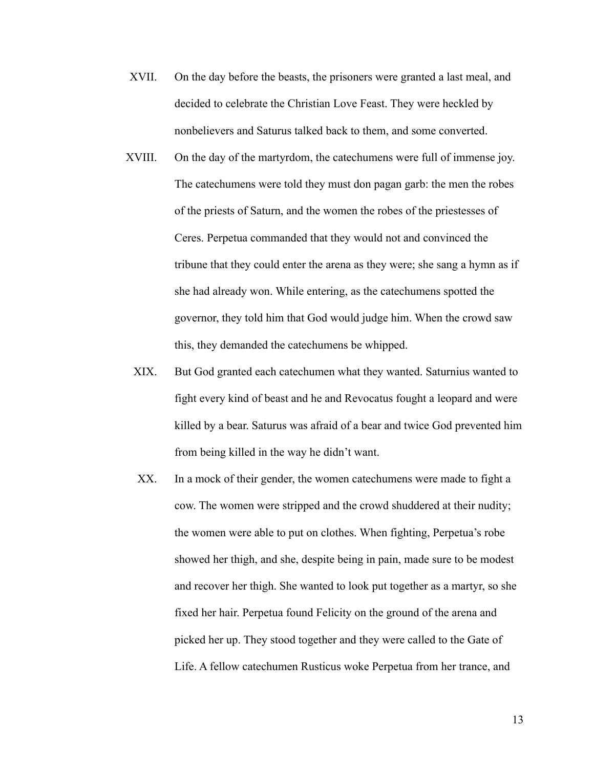XVII. On the day before the beasts, the prisoners were granted a last meal, and decided to celebrate the Christian Love Feast. They were heckled by nonbelievers and Saturus talked back to them, and some converted.

XVIII. On the day of the martyrdom, the catechumens were full of immense joy. The catechumens were told they must don pagan garb: the men the robes of the priests of Saturn, and the women the robes of the priestesses of Ceres. Perpetua commanded that they would not and convinced the tribune that they could enter the arena as they were; she sang a hymn as if she had already won. While entering, as the catechumens spotted the governor, they told him that God would judge him. When the crowd saw this, they demanded the catechumens be whipped.

XIX. But God granted each catechumen what they wanted. Saturnius wanted to fight every kind of beast and he and Revocatus fought a leopard and were killed by a bear. Saturus was afraid of a bear and twice God prevented him from being killed in the way he didn't want.

XX. In a mock of their gender, the women catechumens were made to fight a cow. The women were stripped and the crowd shuddered at their nudity; the women were able to put on clothes. When fighting, Perpetua's robe showed her thigh, and she, despite being in pain, made sure to be modest and recover her thigh. She wanted to look put together as a martyr, so she fixed her hair. Perpetua found Felicity on the ground of the arena and picked her up. They stood together and they were called to the Gate of Life. A fellow catechumen Rusticus woke Perpetua from her trance, and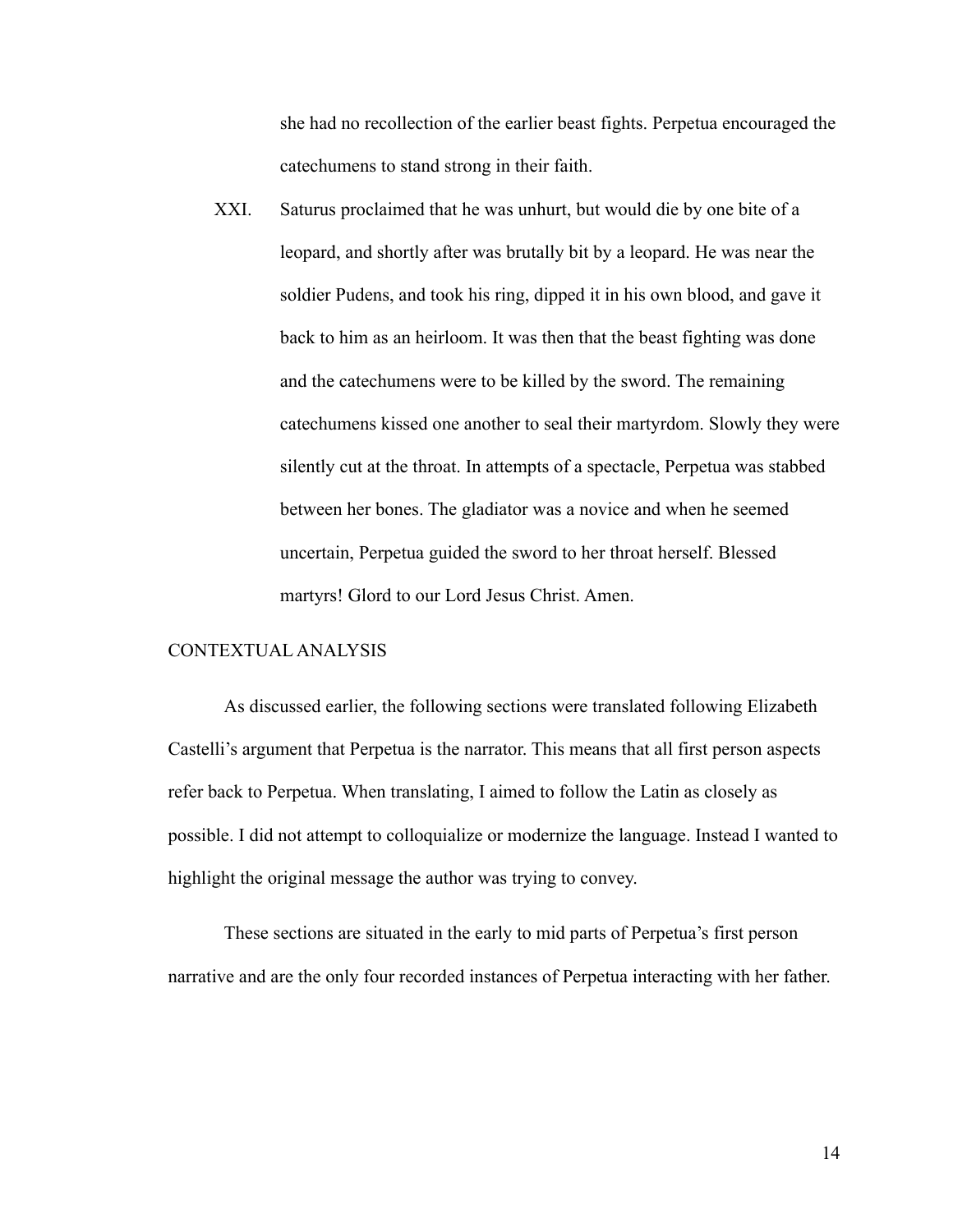she had no recollection of the earlier beast fights. Perpetua encouraged the catechumens to stand strong in their faith.

XXI. Saturus proclaimed that he was unhurt, but would die by one bite of a leopard, and shortly after was brutally bit by a leopard. He was near the soldier Pudens, and took his ring, dipped it in his own blood, and gave it back to him as an heirloom. It was then that the beast fighting was done and the catechumens were to be killed by the sword. The remaining catechumens kissed one another to seal their martyrdom. Slowly they were silently cut at the throat. In attempts of a spectacle, Perpetua was stabbed between her bones. The gladiator was a novice and when he seemed uncertain, Perpetua guided the sword to her throat herself. Blessed martyrs! Glord to our Lord Jesus Christ. Amen.

## CONTEXTUAL ANALYSIS

As discussed earlier, the following sections were translated following Elizabeth Castelli's argument that Perpetua is the narrator. This means that all first person aspects refer back to Perpetua. When translating, I aimed to follow the Latin as closely as possible. I did not attempt to colloquialize or modernize the language. Instead I wanted to highlight the original message the author was trying to convey.

These sections are situated in the early to mid parts of Perpetua's first person narrative and are the only four recorded instances of Perpetua interacting with her father.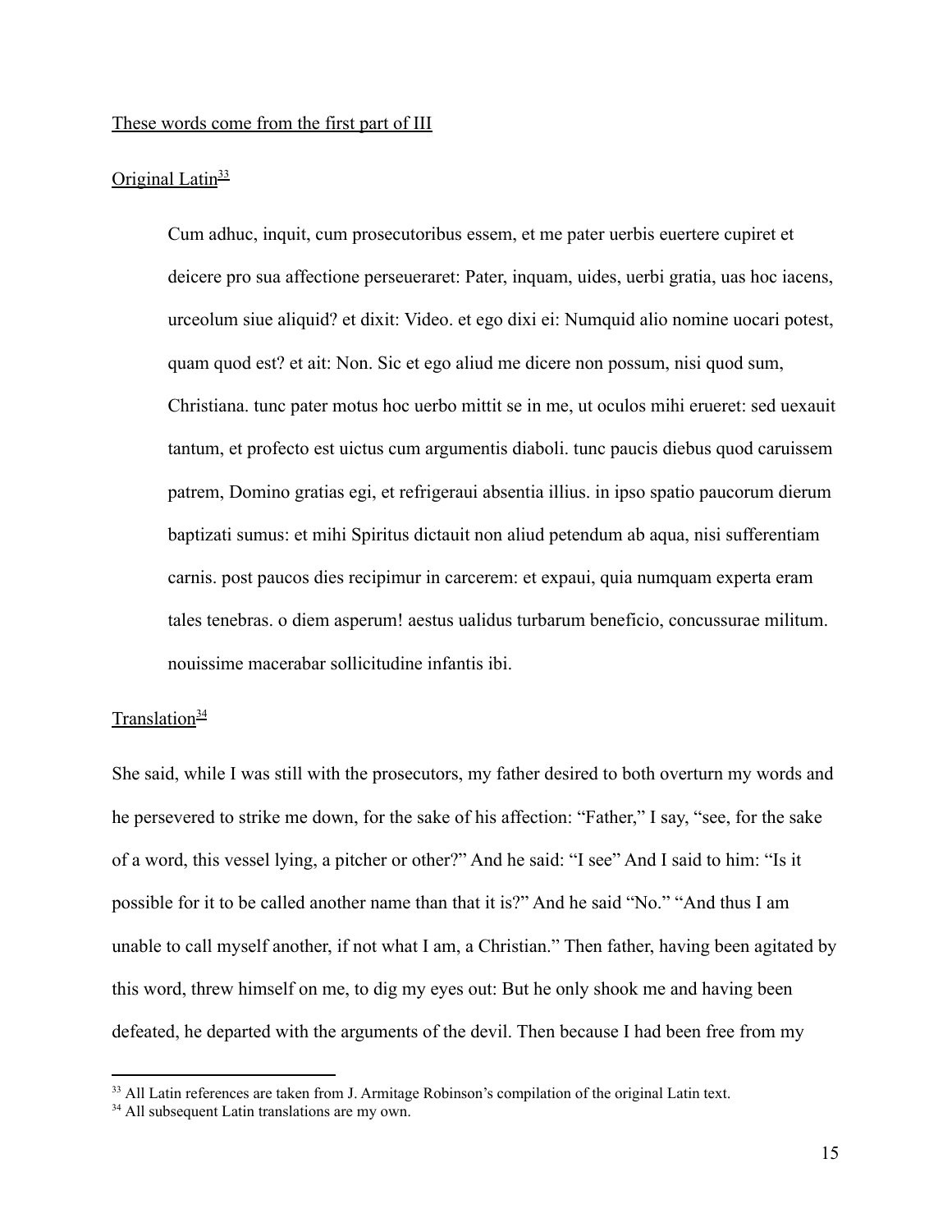These words come from the first part of III

Original Latin[33]

> Cum adhuc, inquit, cum prosecutoribus essem, et me pater uerbis euertere cupiret et deicere pro sua affectione perseueraret: Pater, inquam, uides, uerbi gratia, uas hoc iacens, urceolum siue aliquid? et dixit: Video. et ego dixi ei: Numquid alio nomine uocari potest, quam quod est? et ait: Non. Sic et ego aliud me dicere non possum, nisi quod sum, Christiana. tunc pater motus hoc uerbo mittit se in me, ut oculos mihi erueret: sed uexauit tantum, et profecto est uictus cum argumentis diaboli. tunc paucis diebus quod caruissem patrem, Domino gratias egi, et refrigeraui absentia illius. in ipso spatio paucorum dierum baptizati sumus: et mihi Spiritus dictauit non aliud petendum ab aqua, nisi sufferentiam carnis. post paucos dies recipimur in carcerem: et expaui, quia numquam experta eram tales tenebras. o diem asperum! aestus ualidus turbarum beneficio, concussurae militum. nouissime macerabar sollicitudine infantis ibi.

Translation[34]

She said, while I was still with the prosecutors, my father desired to both overturn my words and he persevered to strike me down, for the sake of his affection: "Father," I say, "see, for the sake of a word, this vessel lying, a pitcher or other?" And he said: "I see" And I said to him: "Is it possible for it to be called another name than that it is?" And he said "No." "And thus I am unable to call myself another, if not what I am, a Christian." Then father, having been agitated by this word, threw himself on me, to dig my eyes out: But he only shook me and having been defeated, he departed with the arguments of the devil. Then because I had been free from my

---

[33] All Latin references are taken from J. Armitage Robinson's compilation of the original Latin text.

[34] All subsequent Latin translations are my own.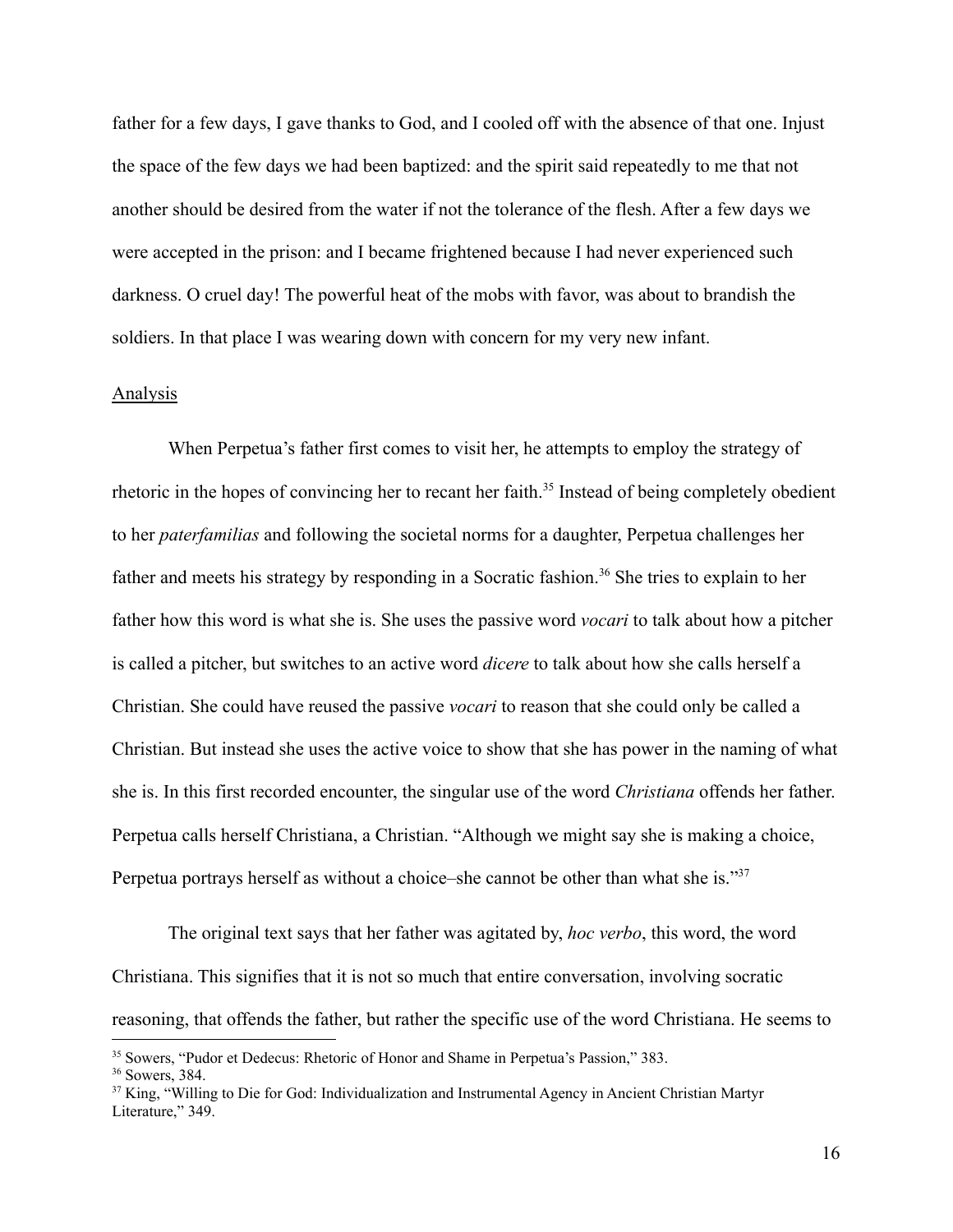father for a few days, I gave thanks to God, and I cooled off with the absence of that one. Injust the space of the few days we had been baptized: and the spirit said repeatedly to me that not another should be desired from the water if not the tolerance of the flesh. After a few days we were accepted in the prison: and I became frightened because I had never experienced such darkness. O cruel day! The powerful heat of the mobs with favor, was about to brandish the soldiers. In that place I was wearing down with concern for my very new infant.

<u>Analysis</u>

When Perpetua's father first comes to visit her, he attempts to employ the strategy of rhetoric in the hopes of convincing her to recant her faith.[35] Instead of being completely obedient to her *paterfamilias* and following the societal norms for a daughter, Perpetua challenges her father and meets his strategy by responding in a Socratic fashion.[36] She tries to explain to her father how this word is what she is. She uses the passive word *vocari* to talk about how a pitcher is called a pitcher, but switches to an active word *dicere* to talk about how she calls herself a Christian. She could have reused the passive *vocari* to reason that she could only be called a Christian. But instead she uses the active voice to show that she has power in the naming of what she is. In this first recorded encounter, the singular use of the word *Christiana* offends her father. Perpetua calls herself Christiana, a Christian. "Although we might say she is making a choice, Perpetua portrays herself as without a choice–she cannot be other than what she is."[37]

The original text says that her father was agitated by, *hoc verbo*, this word, the word Christiana. This signifies that it is not so much that entire conversation, involving socratic reasoning, that offends the father, but rather the specific use of the word Christiana. He seems to

[35] Sowers, "Pudor et Dedecus: Rhetoric of Honor and Shame in Perpetua's Passion," 383.

[36] Sowers, 384.

[37] King, "Willing to Die for God: Individualization and Instrumental Agency in Ancient Christian Martyr Literature," 349.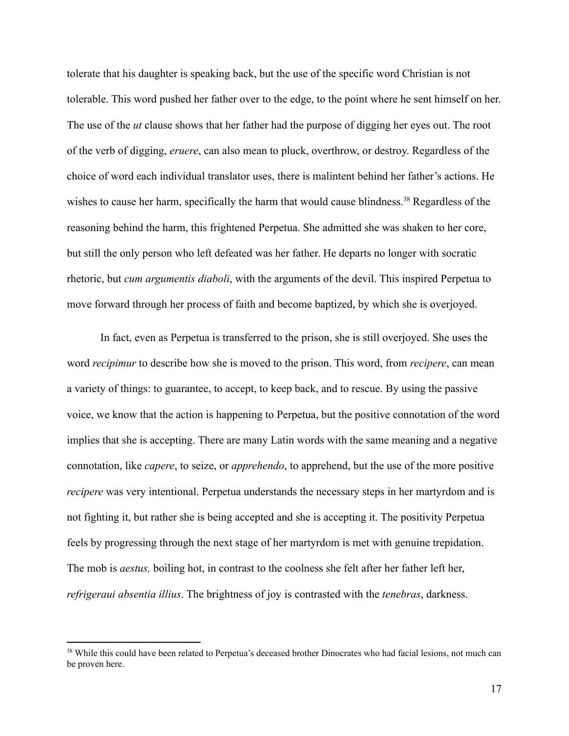tolerate that his daughter is speaking back, but the use of the specific word Christian is not tolerable. This word pushed her father over to the edge, to the point where he sent himself on her. The use of the *ut* clause shows that her father had the purpose of digging her eyes out. The root of the verb of digging, *eruere*, can also mean to pluck, overthrow, or destroy. Regardless of the choice of word each individual translator uses, there is malintent behind her father's actions. He wishes to cause her harm, specifically the harm that would cause blindness.[38] Regardless of the reasoning behind the harm, this frightened Perpetua. She admitted she was shaken to her core, but still the only person who left defeated was her father. He departs no longer with socratic rhetoric, but *cum argumentis diaboli*, with the arguments of the devil. This inspired Perpetua to move forward through her process of faith and become baptized, by which she is overjoyed.

In fact, even as Perpetua is transferred to the prison, she is still overjoyed. She uses the word *recipimur* to describe how she is moved to the prison. This word, from *recipere*, can mean a variety of things: to guarantee, to accept, to keep back, and to rescue. By using the passive voice, we know that the action is happening to Perpetua, but the positive connotation of the word implies that she is accepting. There are many Latin words with the same meaning and a negative connotation, like *capere*, to seize, or *apprehendo*, to apprehend, but the use of the more positive *recipere* was very intentional. Perpetua understands the necessary steps in her martyrdom and is not fighting it, but rather she is being accepted and she is accepting it. The positivity Perpetua feels by progressing through the next stage of her martyrdom is met with genuine trepidation. The mob is *aestus,* boiling hot, in contrast to the coolness she felt after her father left her, *refrigeraui absentia illius*. The brightness of joy is contrasted with the *tenebras*, darkness.

[38] While this could have been related to Perpetua's deceased brother Dinocrates who had facial lesions, not much can be proven here.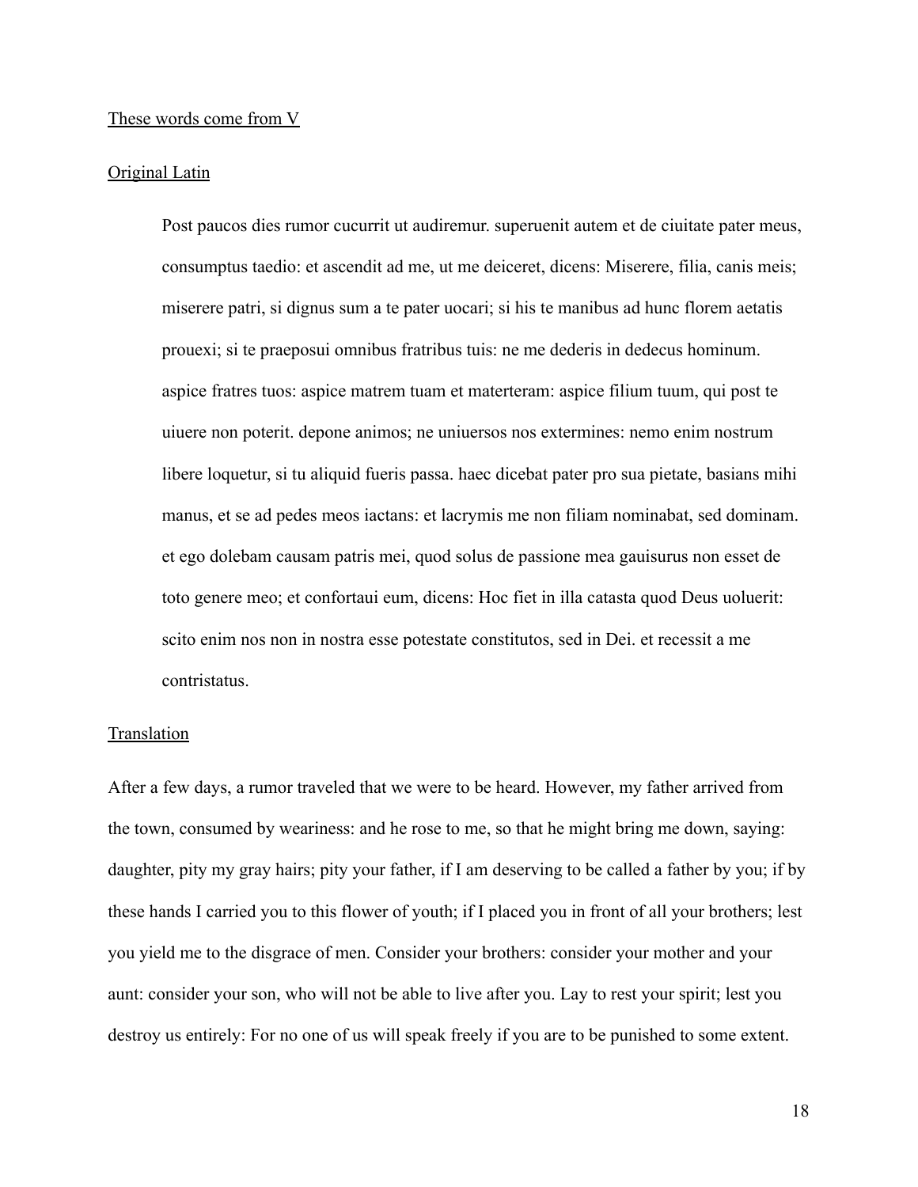These words come from V

Original Latin

> Post paucos dies rumor cucurrit ut audiremur. superuenit autem et de ciuitate pater meus, consumptus taedio: et ascendit ad me, ut me deiceret, dicens: Miserere, filia, canis meis; miserere patri, si dignus sum a te pater uocari; si his te manibus ad hunc florem aetatis prouexi; si te praeposui omnibus fratribus tuis: ne me dederis in dedecus hominum. aspice fratres tuos: aspice matrem tuam et materteram: aspice filium tuum, qui post te uiuere non poterit. depone animos; ne uniuersos nos extermines: nemo enim nostrum libere loquetur, si tu aliquid fueris passa. haec dicebat pater pro sua pietate, basians mihi manus, et se ad pedes meos iactans: et lacrymis me non filiam nominabat, sed dominam. et ego dolebam causam patris mei, quod solus de passione mea gauisurus non esset de toto genere meo; et confortaui eum, dicens: Hoc fiet in illa catasta quod Deus uoluerit: scito enim nos non in nostra esse potestate constitutos, sed in Dei. et recessit a me contristatus.

Translation

After a few days, a rumor traveled that we were to be heard. However, my father arrived from the town, consumed by weariness: and he rose to me, so that he might bring me down, saying: daughter, pity my gray hairs; pity your father, if I am deserving to be called a father by you; if by these hands I carried you to this flower of youth; if I placed you in front of all your brothers; lest you yield me to the disgrace of men. Consider your brothers: consider your mother and your aunt: consider your son, who will not be able to live after you. Lay to rest your spirit; lest you destroy us entirely: For no one of us will speak freely if you are to be punished to some extent.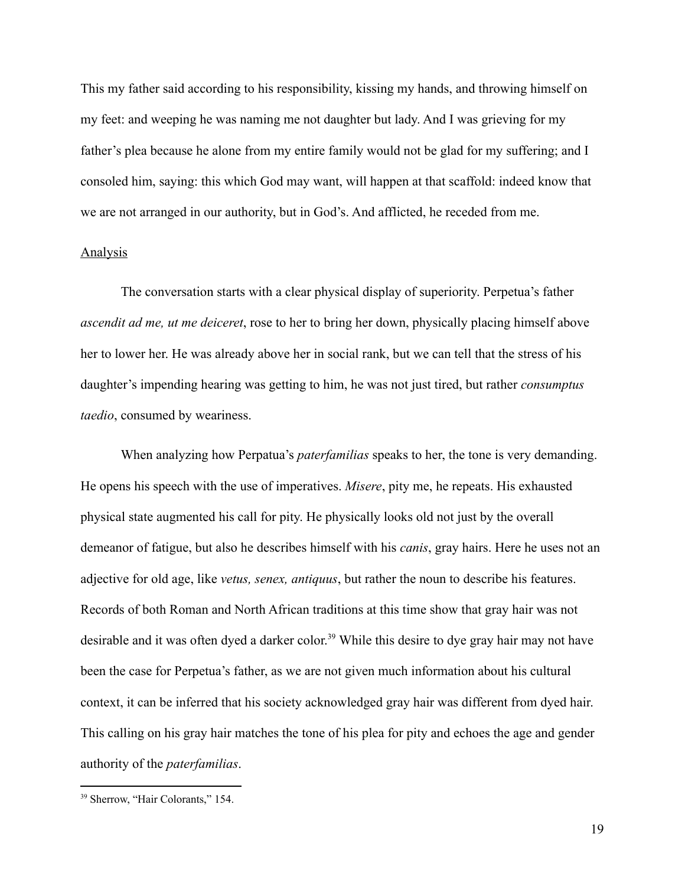This my father said according to his responsibility, kissing my hands, and throwing himself on my feet: and weeping he was naming me not daughter but lady. And I was grieving for my father's plea because he alone from my entire family would not be glad for my suffering; and I consoled him, saying: this which God may want, will happen at that scaffold: indeed know that we are not arranged in our authority, but in God's. And afflicted, he receded from me.

<u>Analysis</u>

The conversation starts with a clear physical display of superiority. Perpetua's father *ascendit ad me, ut me deiceret*, rose to her to bring her down, physically placing himself above her to lower her. He was already above her in social rank, but we can tell that the stress of his daughter's impending hearing was getting to him, he was not just tired, but rather *consumptus taedio*, consumed by weariness.

When analyzing how Perpatua's *paterfamilias* speaks to her, the tone is very demanding. He opens his speech with the use of imperatives. *Misere*, pity me, he repeats. His exhausted physical state augmented his call for pity. He physically looks old not just by the overall demeanor of fatigue, but also he describes himself with his *canis*, gray hairs. Here he uses not an adjective for old age, like *vetus, senex, antiquus*, but rather the noun to describe his features. Records of both Roman and North African traditions at this time show that gray hair was not desirable and it was often dyed a darker color.[39] While this desire to dye gray hair may not have been the case for Perpetua's father, as we are not given much information about his cultural context, it can be inferred that his society acknowledged gray hair was different from dyed hair. This calling on his gray hair matches the tone of his plea for pity and echoes the age and gender authority of the *paterfamilias*.

[39] Sherrow, "Hair Colorants," 154.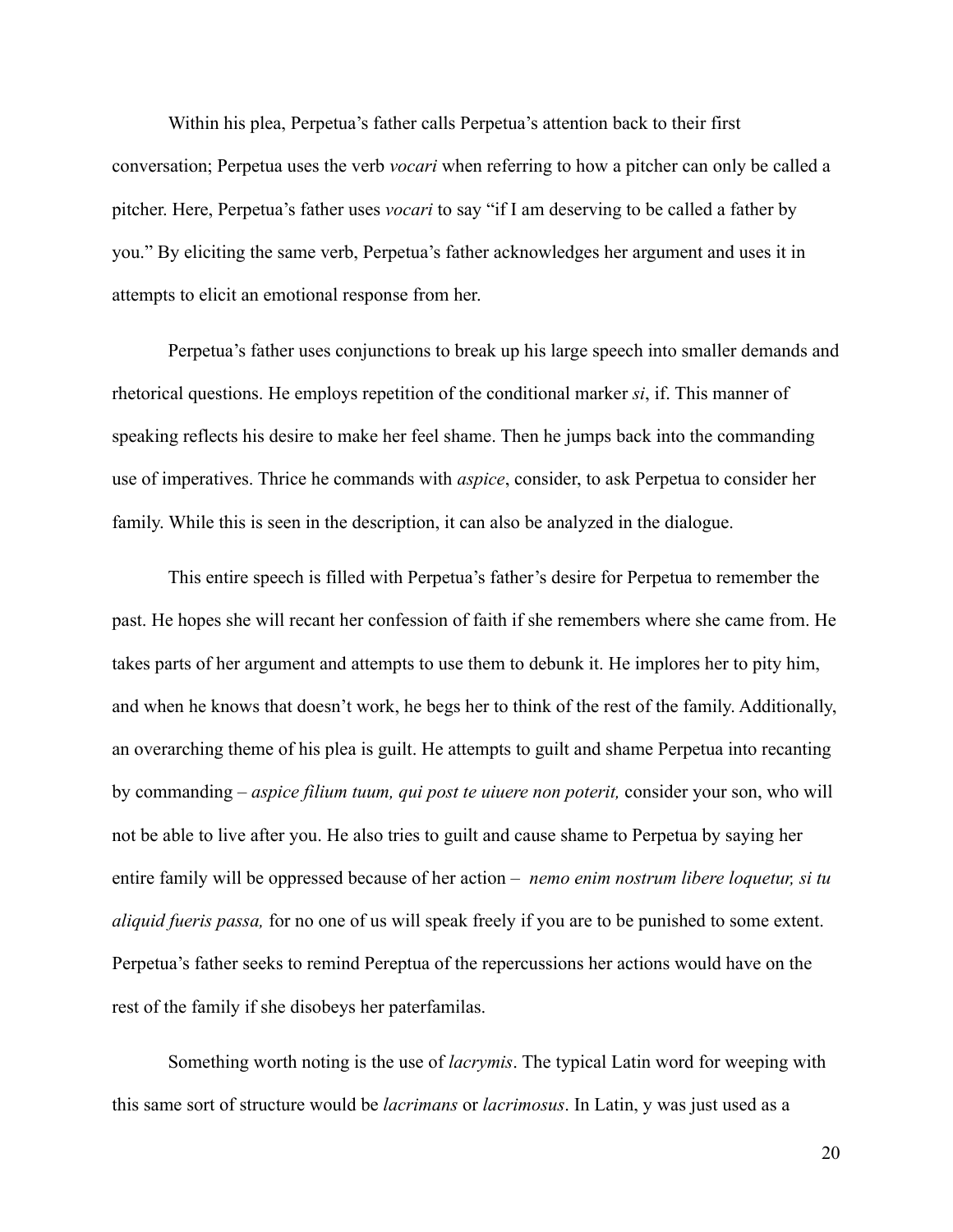Within his plea, Perpetua's father calls Perpetua's attention back to their first conversation; Perpetua uses the verb *vocari* when referring to how a pitcher can only be called a pitcher. Here, Perpetua's father uses *vocari* to say "if I am deserving to be called a father by you." By eliciting the same verb, Perpetua's father acknowledges her argument and uses it in attempts to elicit an emotional response from her.

Perpetua's father uses conjunctions to break up his large speech into smaller demands and rhetorical questions. He employs repetition of the conditional marker *si*, if. This manner of speaking reflects his desire to make her feel shame. Then he jumps back into the commanding use of imperatives. Thrice he commands with *aspice*, consider, to ask Perpetua to consider her family. While this is seen in the description, it can also be analyzed in the dialogue.

This entire speech is filled with Perpetua's father's desire for Perpetua to remember the past. He hopes she will recant her confession of faith if she remembers where she came from. He takes parts of her argument and attempts to use them to debunk it. He implores her to pity him, and when he knows that doesn't work, he begs her to think of the rest of the family. Additionally, an overarching theme of his plea is guilt. He attempts to guilt and shame Perpetua into recanting by commanding – *aspice filium tuum, qui post te uiuere non poterit,* consider your son, who will not be able to live after you. He also tries to guilt and cause shame to Perpetua by saying her entire family will be oppressed because of her action – *nemo enim nostrum libere loquetur, si tu aliquid fueris passa,* for no one of us will speak freely if you are to be punished to some extent. Perpetua's father seeks to remind Pereptua of the repercussions her actions would have on the rest of the family if she disobeys her paterfamilas.

Something worth noting is the use of *lacrymis*. The typical Latin word for weeping with this same sort of structure would be *lacrimans* or *lacrimosus*. In Latin, y was just used as a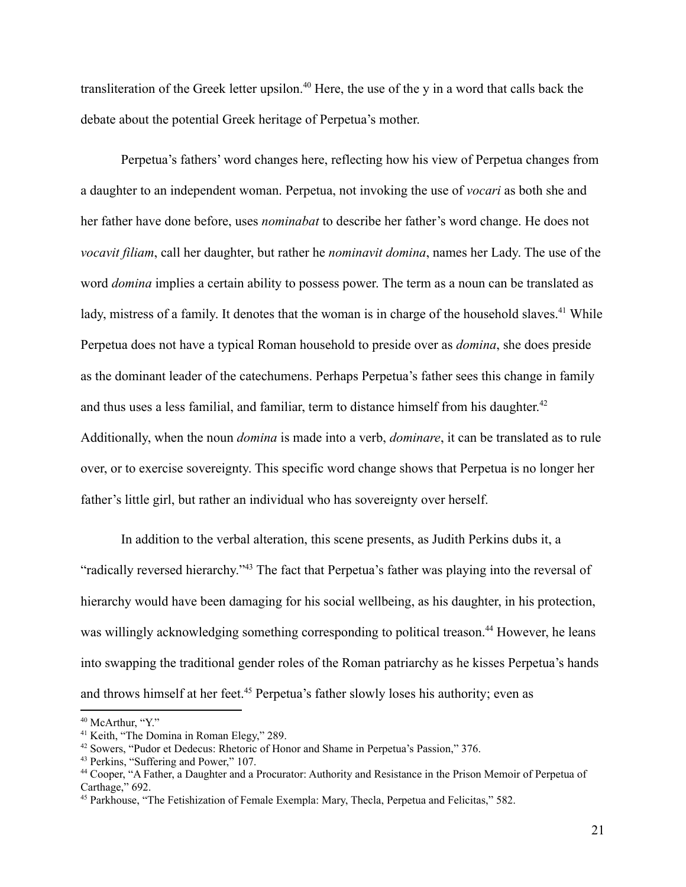transliteration of the Greek letter upsilon.[40] Here, the use of the y in a word that calls back the debate about the potential Greek heritage of Perpetua's mother.

Perpetua's fathers' word changes here, reflecting how his view of Perpetua changes from a daughter to an independent woman. Perpetua, not invoking the use of *vocari* as both she and her father have done before, uses *nominabat* to describe her father's word change. He does not *vocavit filiam*, call her daughter, but rather he *nominavit domina*, names her Lady. The use of the word *domina* implies a certain ability to possess power. The term as a noun can be translated as lady, mistress of a family. It denotes that the woman is in charge of the household slaves.[41] While Perpetua does not have a typical Roman household to preside over as *domina*, she does preside as the dominant leader of the catechumens. Perhaps Perpetua's father sees this change in family and thus uses a less familial, and familiar, term to distance himself from his daughter.[42] Additionally, when the noun *domina* is made into a verb, *dominare*, it can be translated as to rule over, or to exercise sovereignty. This specific word change shows that Perpetua is no longer her father's little girl, but rather an individual who has sovereignty over herself.

In addition to the verbal alteration, this scene presents, as Judith Perkins dubs it, a "radically reversed hierarchy."[43] The fact that Perpetua's father was playing into the reversal of hierarchy would have been damaging for his social wellbeing, as his daughter, in his protection, was willingly acknowledging something corresponding to political treason.[44] However, he leans into swapping the traditional gender roles of the Roman patriarchy as he kisses Perpetua's hands and throws himself at her feet.[45] Perpetua's father slowly loses his authority; even as

---

[40] McArthur, "Y."

[41] Keith, "The Domina in Roman Elegy," 289.

[42] Sowers, "Pudor et Dedecus: Rhetoric of Honor and Shame in Perpetua's Passion," 376.

[43] Perkins, "Suffering and Power," 107.

[44] Cooper, "A Father, a Daughter and a Procurator: Authority and Resistance in the Prison Memoir of Perpetua of Carthage," 692.

[45] Parkhouse, "The Fetishization of Female Exempla: Mary, Thecla, Perpetua and Felicitas," 582.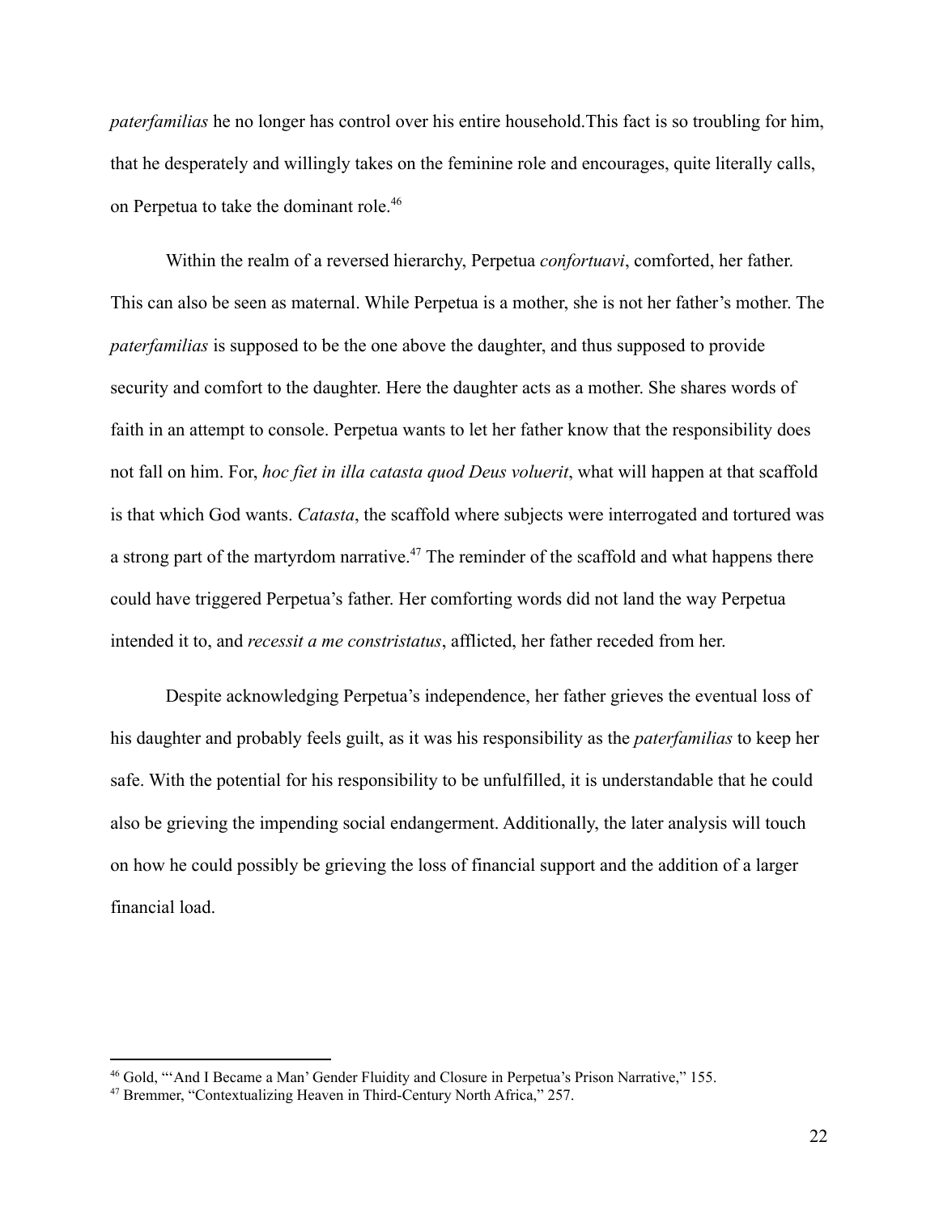*paterfamilias* he no longer has control over his entire household.This fact is so troubling for him, that he desperately and willingly takes on the feminine role and encourages, quite literally calls, on Perpetua to take the dominant role.[46]

Within the realm of a reversed hierarchy, Perpetua *confortuavi*, comforted, her father. This can also be seen as maternal. While Perpetua is a mother, she is not her father's mother. The *paterfamilias* is supposed to be the one above the daughter, and thus supposed to provide security and comfort to the daughter. Here the daughter acts as a mother. She shares words of faith in an attempt to console. Perpetua wants to let her father know that the responsibility does not fall on him. For, *hoc fiet in illa catasta quod Deus voluerit*, what will happen at that scaffold is that which God wants. *Catasta*, the scaffold where subjects were interrogated and tortured was a strong part of the martyrdom narrative.[47] The reminder of the scaffold and what happens there could have triggered Perpetua's father. Her comforting words did not land the way Perpetua intended it to, and *recessit a me constristatus*, afflicted, her father receded from her.

Despite acknowledging Perpetua's independence, her father grieves the eventual loss of his daughter and probably feels guilt, as it was his responsibility as the *paterfamilias* to keep her safe. With the potential for his responsibility to be unfulfilled, it is understandable that he could also be grieving the impending social endangerment. Additionally, the later analysis will touch on how he could possibly be grieving the loss of financial support and the addition of a larger financial load.

---

[46] Gold, "'And I Became a Man' Gender Fluidity and Closure in Perpetua's Prison Narrative," 155.

[47] Bremmer, "Contextualizing Heaven in Third-Century North Africa," 257.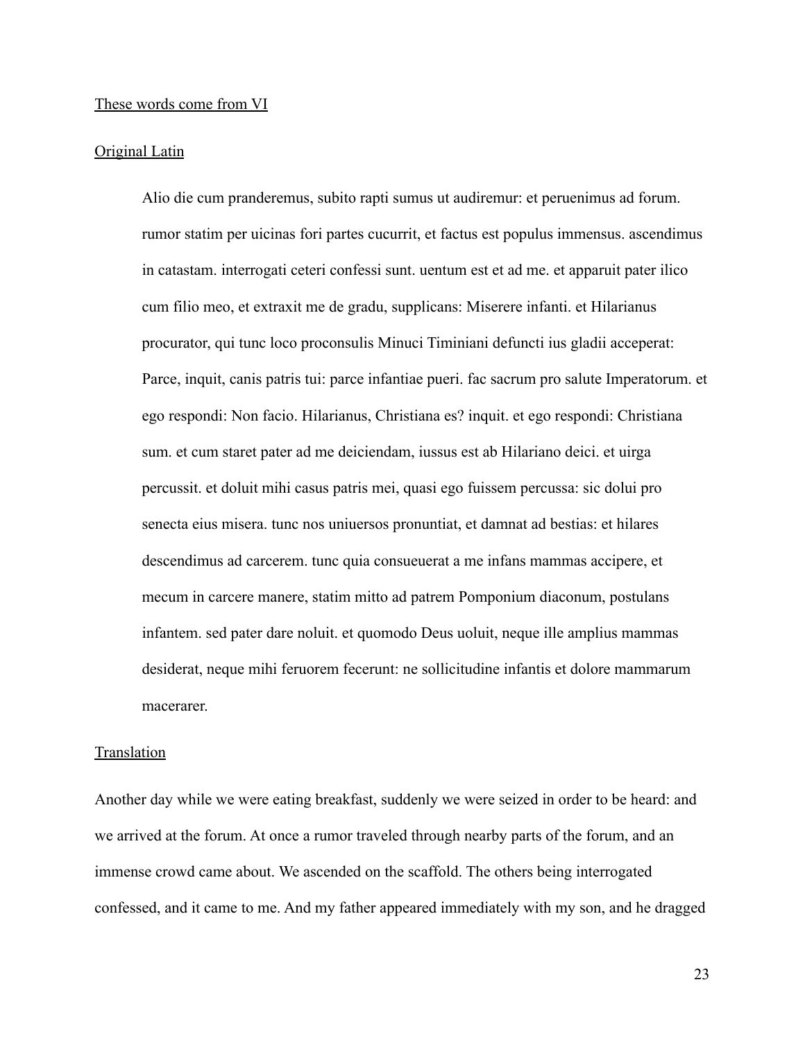<u>These words come from VI</u>

<u>Original Latin</u>

> Alio die cum pranderemus, subito rapti sumus ut audiremur: et peruenimus ad forum. rumor statim per uicinas fori partes cucurrit, et factus est populus immensus. ascendimus in catastam. interrogati ceteri confessi sunt. uentum est et ad me. et apparuit pater ilico cum filio meo, et extraxit me de gradu, supplicans: Miserere infanti. et Hilarianus procurator, qui tunc loco proconsulis Minuci Timiniani defuncti ius gladii acceperat: Parce, inquit, canis patris tui: parce infantiae pueri. fac sacrum pro salute Imperatorum. et ego respondi: Non facio. Hilarianus, Christiana es? inquit. et ego respondi: Christiana sum. et cum staret pater ad me deiciendam, iussus est ab Hilariano deici. et uirga percussit. et doluit mihi casus patris mei, quasi ego fuissem percussa: sic dolui pro senecta eius misera. tunc nos uniuersos pronuntiat, et damnat ad bestias: et hilares descendimus ad carcerem. tunc quia consueuerat a me infans mammas accipere, et mecum in carcere manere, statim mitto ad patrem Pomponium diaconum, postulans infantem. sed pater dare noluit. et quomodo Deus uoluit, neque ille amplius mammas desiderat, neque mihi feruorem fecerunt: ne sollicitudine infantis et dolore mammarum macerarer.

<u>Translation</u>

Another day while we were eating breakfast, suddenly we were seized in order to be heard: and we arrived at the forum. At once a rumor traveled through nearby parts of the forum, and an immense crowd came about. We ascended on the scaffold. The others being interrogated confessed, and it came to me. And my father appeared immediately with my son, and he dragged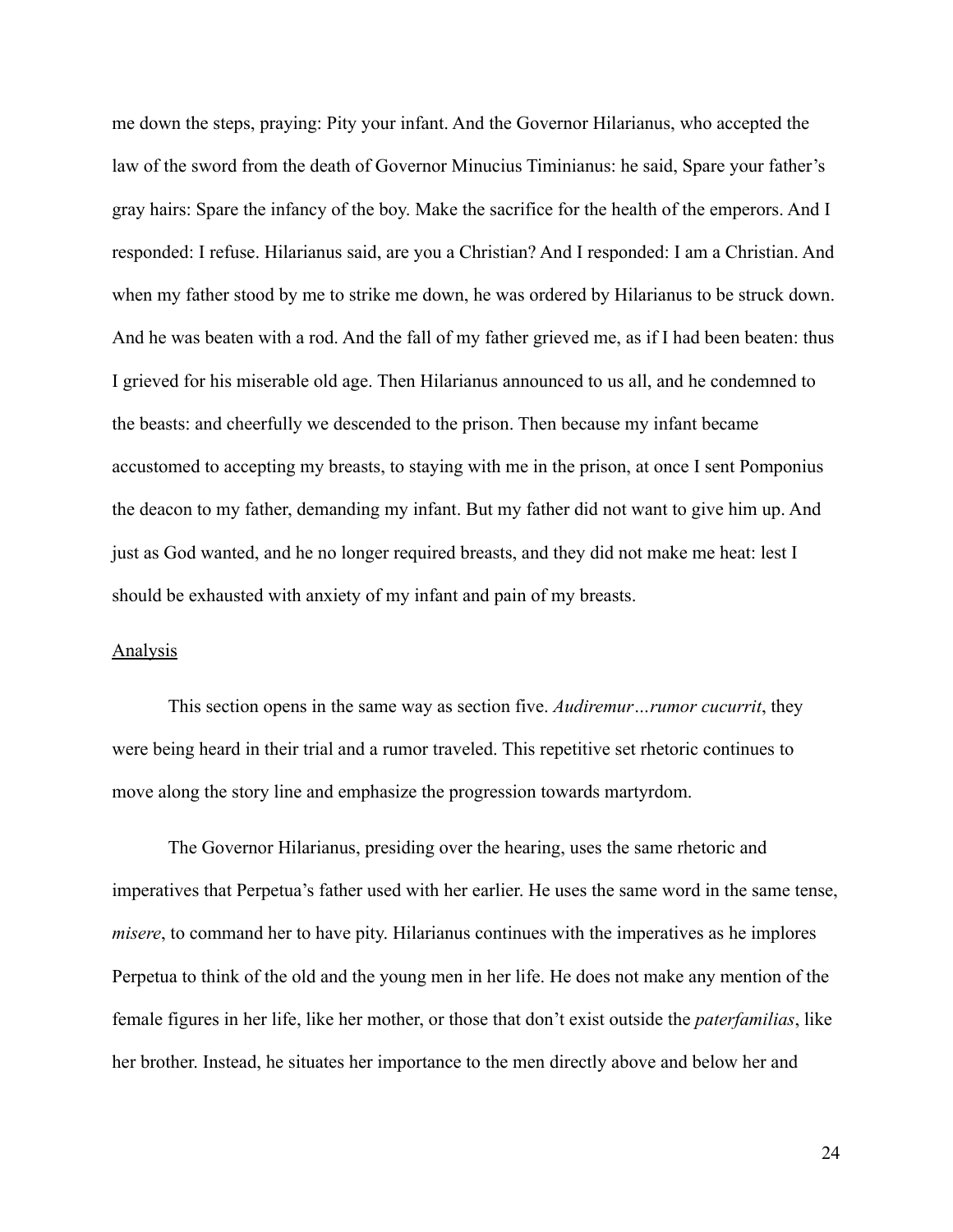me down the steps, praying: Pity your infant. And the Governor Hilarianus, who accepted the law of the sword from the death of Governor Minucius Timinianus: he said, Spare your father's gray hairs: Spare the infancy of the boy. Make the sacrifice for the health of the emperors. And I responded: I refuse. Hilarianus said, are you a Christian? And I responded: I am a Christian. And when my father stood by me to strike me down, he was ordered by Hilarianus to be struck down. And he was beaten with a rod. And the fall of my father grieved me, as if I had been beaten: thus I grieved for his miserable old age. Then Hilarianus announced to us all, and he condemned to the beasts: and cheerfully we descended to the prison. Then because my infant became accustomed to accepting my breasts, to staying with me in the prison, at once I sent Pomponius the deacon to my father, demanding my infant. But my father did not want to give him up. And just as God wanted, and he no longer required breasts, and they did not make me heat: lest I should be exhausted with anxiety of my infant and pain of my breasts.

<u>Analysis</u>

This section opens in the same way as section five. *Audiremur…rumor cucurrit*, they were being heard in their trial and a rumor traveled. This repetitive set rhetoric continues to move along the story line and emphasize the progression towards martyrdom.

The Governor Hilarianus, presiding over the hearing, uses the same rhetoric and imperatives that Perpetua's father used with her earlier. He uses the same word in the same tense, *misere*, to command her to have pity. Hilarianus continues with the imperatives as he implores Perpetua to think of the old and the young men in her life. He does not make any mention of the female figures in her life, like her mother, or those that don't exist outside the *paterfamilias*, like her brother. Instead, he situates her importance to the men directly above and below her and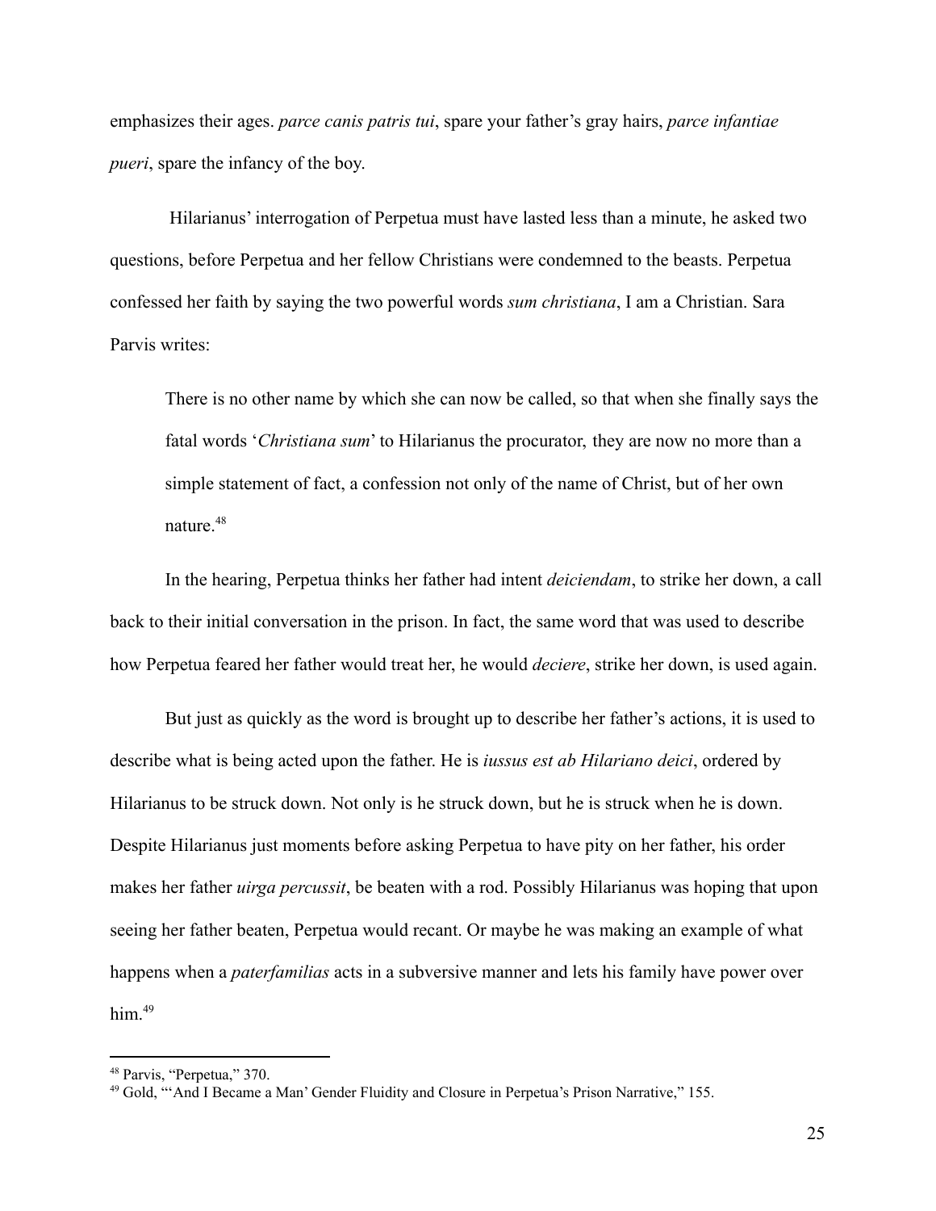emphasizes their ages. *parce canis patris tui*, spare your father's gray hairs, *parce infantiae pueri*, spare the infancy of the boy.

Hilarianus' interrogation of Perpetua must have lasted less than a minute, he asked two questions, before Perpetua and her fellow Christians were condemned to the beasts. Perpetua confessed her faith by saying the two powerful words *sum christiana*, I am a Christian. Sara Parvis writes:

> There is no other name by which she can now be called, so that when she finally says the fatal words '*Christiana sum*' to Hilarianus the procurator, they are now no more than a simple statement of fact, a confession not only of the name of Christ, but of her own nature.[48]

In the hearing, Perpetua thinks her father had intent *deiciendam*, to strike her down, a call back to their initial conversation in the prison. In fact, the same word that was used to describe how Perpetua feared her father would treat her, he would *deciere*, strike her down, is used again.

But just as quickly as the word is brought up to describe her father's actions, it is used to describe what is being acted upon the father. He is *iussus est ab Hilariano deici*, ordered by Hilarianus to be struck down. Not only is he struck down, but he is struck when he is down. Despite Hilarianus just moments before asking Perpetua to have pity on her father, his order makes her father *uirga percussit*, be beaten with a rod. Possibly Hilarianus was hoping that upon seeing her father beaten, Perpetua would recant. Or maybe he was making an example of what happens when a *paterfamilias* acts in a subversive manner and lets his family have power over him.[49]

---

[48] Parvis, "Perpetua," 370.

[49] Gold, "'And I Became a Man' Gender Fluidity and Closure in Perpetua's Prison Narrative," 155.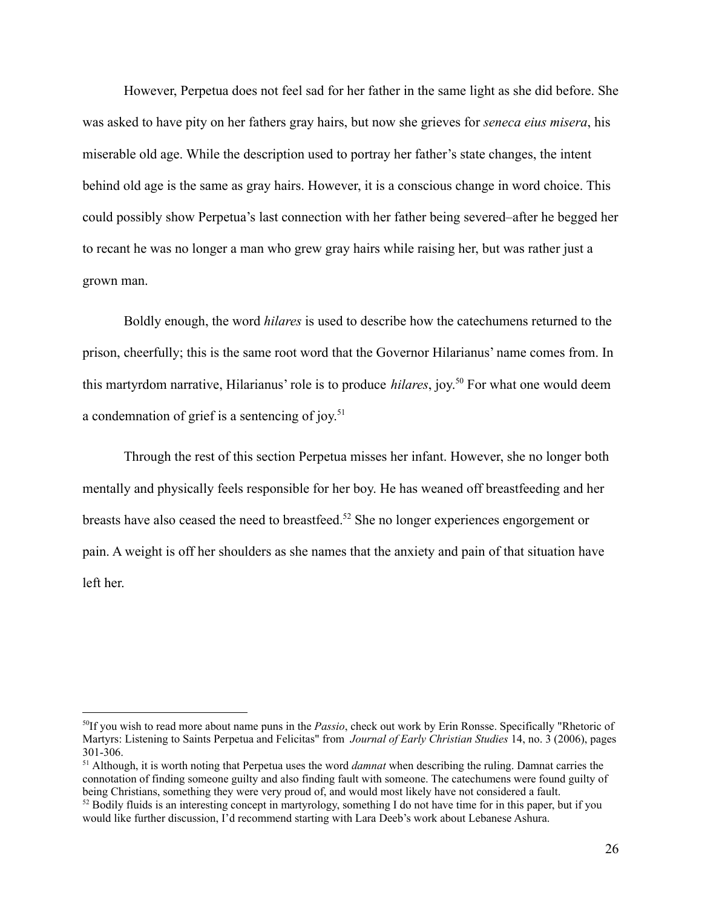However, Perpetua does not feel sad for her father in the same light as she did before. She was asked to have pity on her fathers gray hairs, but now she grieves for *seneca eius misera*, his miserable old age. While the description used to portray her father's state changes, the intent behind old age is the same as gray hairs. However, it is a conscious change in word choice. This could possibly show Perpetua's last connection with her father being severed–after he begged her to recant he was no longer a man who grew gray hairs while raising her, but was rather just a grown man.

Boldly enough, the word *hilares* is used to describe how the catechumens returned to the prison, cheerfully; this is the same root word that the Governor Hilarianus' name comes from. In this martyrdom narrative, Hilarianus' role is to produce *hilares*, joy.[50] For what one would deem a condemnation of grief is a sentencing of joy.[51]

Through the rest of this section Perpetua misses her infant. However, she no longer both mentally and physically feels responsible for her boy. He has weaned off breastfeeding and her breasts have also ceased the need to breastfeed.[52] She no longer experiences engorgement or pain. A weight is off her shoulders as she names that the anxiety and pain of that situation have left her.

---

[50] If you wish to read more about name puns in the *Passio*, check out work by Erin Ronsse. Specifically "Rhetoric of Martyrs: Listening to Saints Perpetua and Felicitas" from *Journal of Early Christian Studies* 14, no. 3 (2006), pages 301-306.

[51] Although, it is worth noting that Perpetua uses the word *damnat* when describing the ruling. Damnat carries the connotation of finding someone guilty and also finding fault with someone. The catechumens were found guilty of being Christians, something they were very proud of, and would most likely have not considered a fault.

[52] Bodily fluids is an interesting concept in martyrology, something I do not have time for in this paper, but if you would like further discussion, I'd recommend starting with Lara Deeb's work about Lebanese Ashura.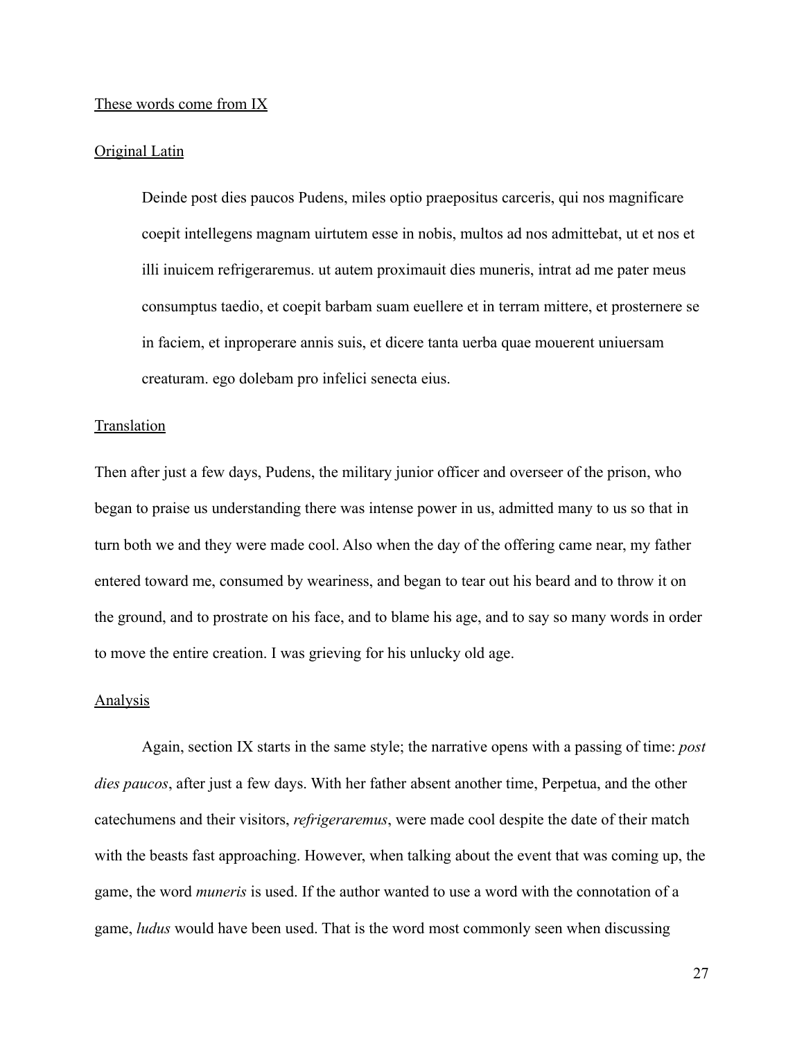These words come from IX

Original Latin

> Deinde post dies paucos Pudens, miles optio praepositus carceris, qui nos magnificare coepit intellegens magnam uirtutem esse in nobis, multos ad nos admittebat, ut et nos et illi inuicem refrigeraremus. ut autem proximauit dies muneris, intrat ad me pater meus consumptus taedio, et coepit barbam suam euellere et in terram mittere, et prosternere se in faciem, et inproperare annis suis, et dicere tanta uerba quae mouerent uniuersam creaturam. ego dolebam pro infelici senecta eius.

Translation

Then after just a few days, Pudens, the military junior officer and overseer of the prison, who began to praise us understanding there was intense power in us, admitted many to us so that in turn both we and they were made cool. Also when the day of the offering came near, my father entered toward me, consumed by weariness, and began to tear out his beard and to throw it on the ground, and to prostrate on his face, and to blame his age, and to say so many words in order to move the entire creation. I was grieving for his unlucky old age.

Analysis

Again, section IX starts in the same style; the narrative opens with a passing of time: *post dies paucos*, after just a few days. With her father absent another time, Perpetua, and the other catechumens and their visitors, *refrigeraremus*, were made cool despite the date of their match with the beasts fast approaching. However, when talking about the event that was coming up, the game, the word *muneris* is used. If the author wanted to use a word with the connotation of a game, *ludus* would have been used. That is the word most commonly seen when discussing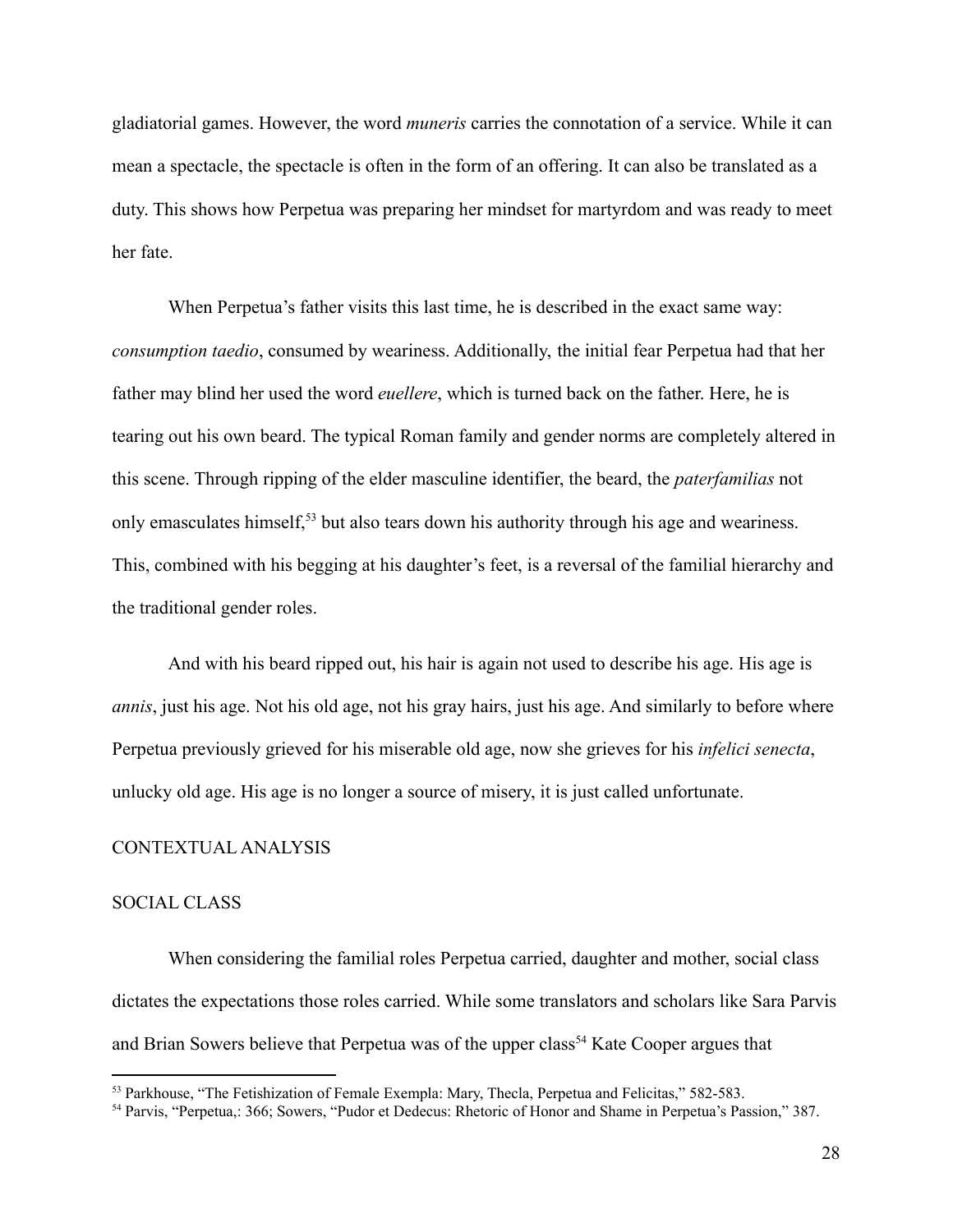gladiatorial games. However, the word *muneris* carries the connotation of a service. While it can mean a spectacle, the spectacle is often in the form of an offering. It can also be translated as a duty. This shows how Perpetua was preparing her mindset for martyrdom and was ready to meet her fate.

When Perpetua's father visits this last time, he is described in the exact same way: *consumption taedio*, consumed by weariness. Additionally, the initial fear Perpetua had that her father may blind her used the word *euellere*, which is turned back on the father. Here, he is tearing out his own beard. The typical Roman family and gender norms are completely altered in this scene. Through ripping of the elder masculine identifier, the beard, the *paterfamilias* not only emasculates himself,[53] but also tears down his authority through his age and weariness. This, combined with his begging at his daughter's feet, is a reversal of the familial hierarchy and the traditional gender roles.

And with his beard ripped out, his hair is again not used to describe his age. His age is *annis*, just his age. Not his old age, not his gray hairs, just his age. And similarly to before where Perpetua previously grieved for his miserable old age, now she grieves for his *infelici senecta*, unlucky old age. His age is no longer a source of misery, it is just called unfortunate.

## CONTEXTUAL ANALYSIS

### SOCIAL CLASS

When considering the familial roles Perpetua carried, daughter and mother, social class dictates the expectations those roles carried. While some translators and scholars like Sara Parvis and Brian Sowers believe that Perpetua was of the upper class[54] Kate Cooper argues that

---

[53] Parkhouse, "The Fetishization of Female Exempla: Mary, Thecla, Perpetua and Felicitas," 582-583.

[54] Parvis, "Perpetua,: 366; Sowers, "Pudor et Dedecus: Rhetoric of Honor and Shame in Perpetua's Passion," 387.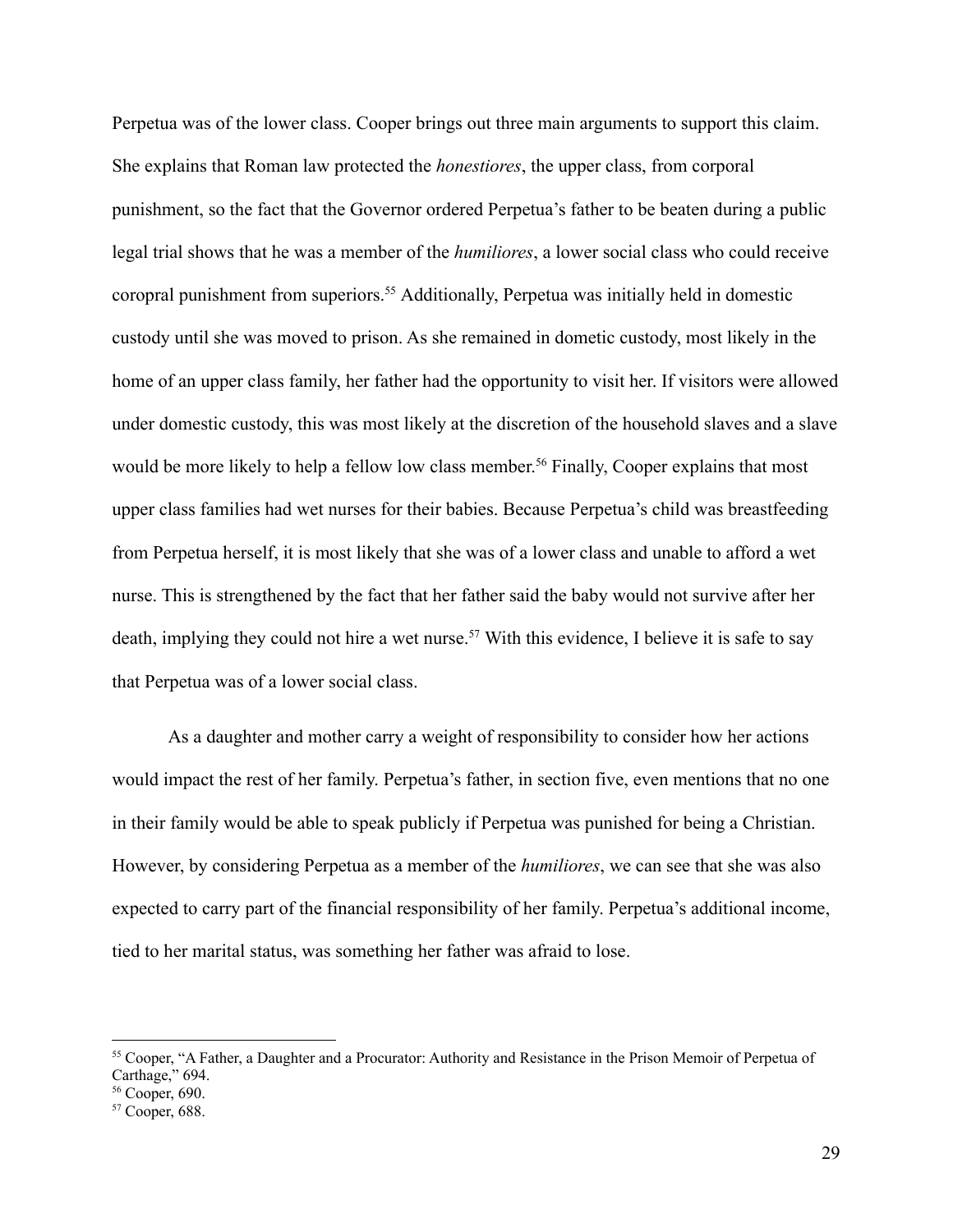Perpetua was of the lower class. Cooper brings out three main arguments to support this claim. She explains that Roman law protected the *honestiores*, the upper class, from corporal punishment, so the fact that the Governor ordered Perpetua's father to be beaten during a public legal trial shows that he was a member of the *humiliores*, a lower social class who could receive coropral punishment from superiors.[55] Additionally, Perpetua was initially held in domestic custody until she was moved to prison. As she remained in dometic custody, most likely in the home of an upper class family, her father had the opportunity to visit her. If visitors were allowed under domestic custody, this was most likely at the discretion of the household slaves and a slave would be more likely to help a fellow low class member.[56] Finally, Cooper explains that most upper class families had wet nurses for their babies. Because Perpetua's child was breastfeeding from Perpetua herself, it is most likely that she was of a lower class and unable to afford a wet nurse. This is strengthened by the fact that her father said the baby would not survive after her death, implying they could not hire a wet nurse.[57] With this evidence, I believe it is safe to say that Perpetua was of a lower social class.

As a daughter and mother carry a weight of responsibility to consider how her actions would impact the rest of her family. Perpetua's father, in section five, even mentions that no one in their family would be able to speak publicly if Perpetua was punished for being a Christian. However, by considering Perpetua as a member of the *humiliores*, we can see that she was also expected to carry part of the financial responsibility of her family. Perpetua's additional income, tied to her marital status, was something her father was afraid to lose.

---

[55] Cooper, "A Father, a Daughter and a Procurator: Authority and Resistance in the Prison Memoir of Perpetua of Carthage," 694.

[56] Cooper, 690.

[57] Cooper, 688.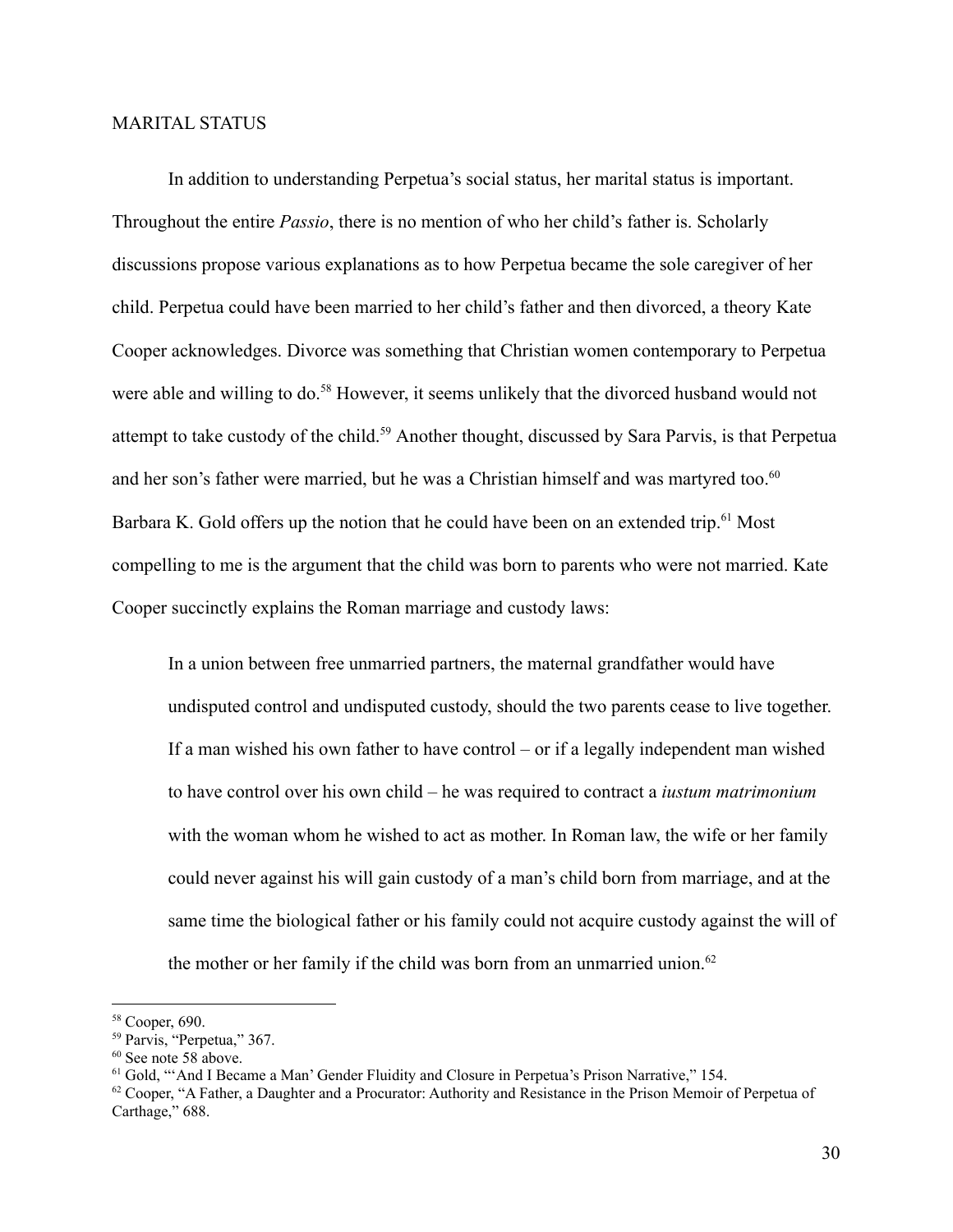## MARITAL STATUS

In addition to understanding Perpetua's social status, her marital status is important. Throughout the entire *Passio*, there is no mention of who her child's father is. Scholarly discussions propose various explanations as to how Perpetua became the sole caregiver of her child. Perpetua could have been married to her child's father and then divorced, a theory Kate Cooper acknowledges. Divorce was something that Christian women contemporary to Perpetua were able and willing to do.[58] However, it seems unlikely that the divorced husband would not attempt to take custody of the child.[59] Another thought, discussed by Sara Parvis, is that Perpetua and her son's father were married, but he was a Christian himself and was martyred too.[60] Barbara K. Gold offers up the notion that he could have been on an extended trip.[61] Most compelling to me is the argument that the child was born to parents who were not married. Kate Cooper succinctly explains the Roman marriage and custody laws:

> In a union between free unmarried partners, the maternal grandfather would have undisputed control and undisputed custody, should the two parents cease to live together. If a man wished his own father to have control – or if a legally independent man wished to have control over his own child – he was required to contract a *iustum matrimonium* with the woman whom he wished to act as mother. In Roman law, the wife or her family could never against his will gain custody of a man's child born from marriage, and at the same time the biological father or his family could not acquire custody against the will of the mother or her family if the child was born from an unmarried union.[62]

---

[58] Cooper, 690.

[59] Parvis, "Perpetua," 367.

[60] See note 58 above.

[61] Gold, "'And I Became a Man' Gender Fluidity and Closure in Perpetua's Prison Narrative," 154.

[62] Cooper, "A Father, a Daughter and a Procurator: Authority and Resistance in the Prison Memoir of Perpetua of Carthage," 688.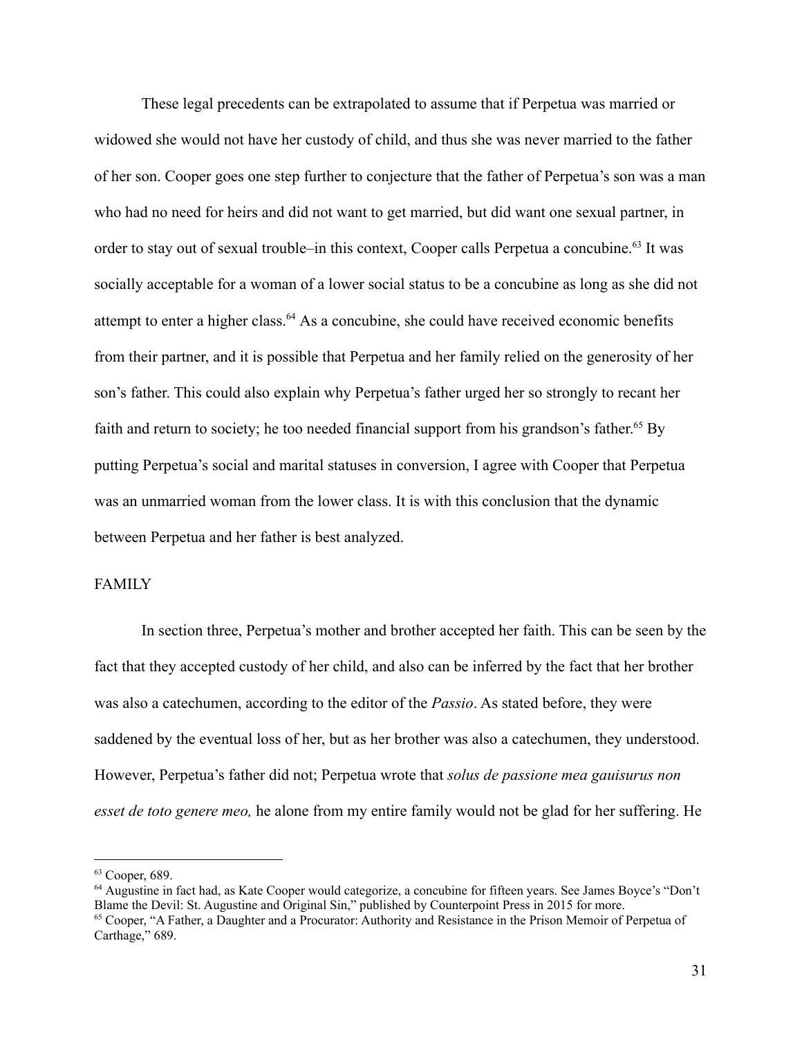These legal precedents can be extrapolated to assume that if Perpetua was married or widowed she would not have her custody of child, and thus she was never married to the father of her son. Cooper goes one step further to conjecture that the father of Perpetua's son was a man who had no need for heirs and did not want to get married, but did want one sexual partner, in order to stay out of sexual trouble–in this context, Cooper calls Perpetua a concubine.[63] It was socially acceptable for a woman of a lower social status to be a concubine as long as she did not attempt to enter a higher class.[64] As a concubine, she could have received economic benefits from their partner, and it is possible that Perpetua and her family relied on the generosity of her son's father. This could also explain why Perpetua's father urged her so strongly to recant her faith and return to society; he too needed financial support from his grandson's father.[65] By putting Perpetua's social and marital statuses in conversion, I agree with Cooper that Perpetua was an unmarried woman from the lower class. It is with this conclusion that the dynamic between Perpetua and her father is best analyzed.

## FAMILY

In section three, Perpetua's mother and brother accepted her faith. This can be seen by the fact that they accepted custody of her child, and also can be inferred by the fact that her brother was also a catechumen, according to the editor of the *Passio*. As stated before, they were saddened by the eventual loss of her, but as her brother was also a catechumen, they understood. However, Perpetua's father did not; Perpetua wrote that *solus de passione mea gauisurus non esset de toto genere meo,* he alone from my entire family would not be glad for her suffering. He

---

[63] Cooper, 689.

[64] Augustine in fact had, as Kate Cooper would categorize, a concubine for fifteen years. See James Boyce's "Don't Blame the Devil: St. Augustine and Original Sin," published by Counterpoint Press in 2015 for more.

[65] Cooper, "A Father, a Daughter and a Procurator: Authority and Resistance in the Prison Memoir of Perpetua of Carthage," 689.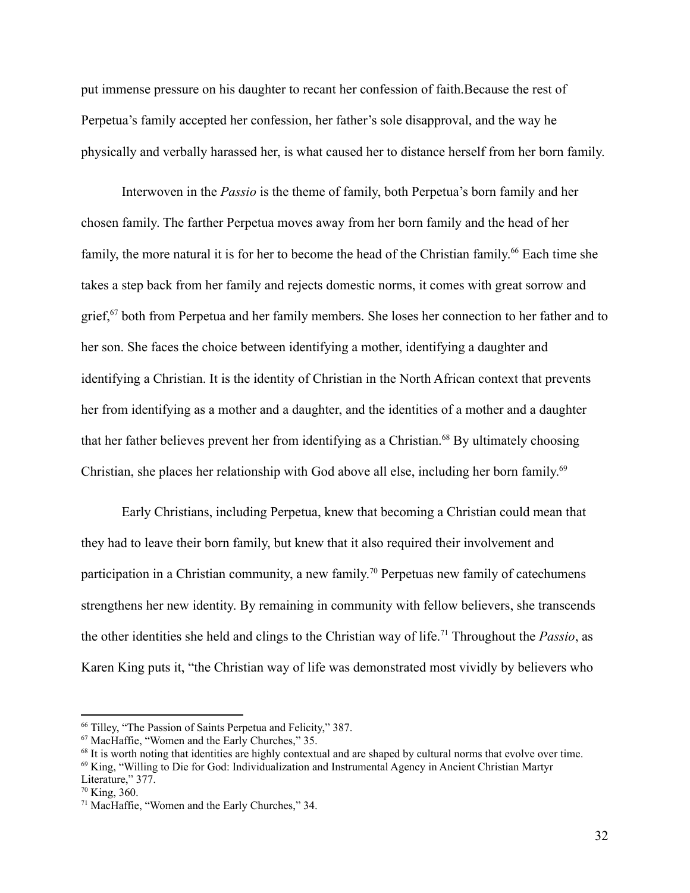put immense pressure on his daughter to recant her confession of faith.Because the rest of Perpetua's family accepted her confession, her father's sole disapproval, and the way he physically and verbally harassed her, is what caused her to distance herself from her born family.

Interwoven in the *Passio* is the theme of family, both Perpetua's born family and her chosen family. The farther Perpetua moves away from her born family and the head of her family, the more natural it is for her to become the head of the Christian family.[66] Each time she takes a step back from her family and rejects domestic norms, it comes with great sorrow and grief,[67] both from Perpetua and her family members. She loses her connection to her father and to her son. She faces the choice between identifying a mother, identifying a daughter and identifying a Christian. It is the identity of Christian in the North African context that prevents her from identifying as a mother and a daughter, and the identities of a mother and a daughter that her father believes prevent her from identifying as a Christian.[68] By ultimately choosing Christian, she places her relationship with God above all else, including her born family.[69]

Early Christians, including Perpetua, knew that becoming a Christian could mean that they had to leave their born family, but knew that it also required their involvement and participation in a Christian community, a new family.[70] Perpetuas new family of catechumens strengthens her new identity. By remaining in community with fellow believers, she transcends the other identities she held and clings to the Christian way of life.[71] Throughout the *Passio*, as Karen King puts it, "the Christian way of life was demonstrated most vividly by believers who

---

[66] Tilley, "The Passion of Saints Perpetua and Felicity," 387.

[67] MacHaffie, "Women and the Early Churches," 35.

[68] It is worth noting that identities are highly contextual and are shaped by cultural norms that evolve over time.

[69] King, "Willing to Die for God: Individualization and Instrumental Agency in Ancient Christian Martyr Literature," 377.

[70] King, 360.

[71] MacHaffie, "Women and the Early Churches," 34.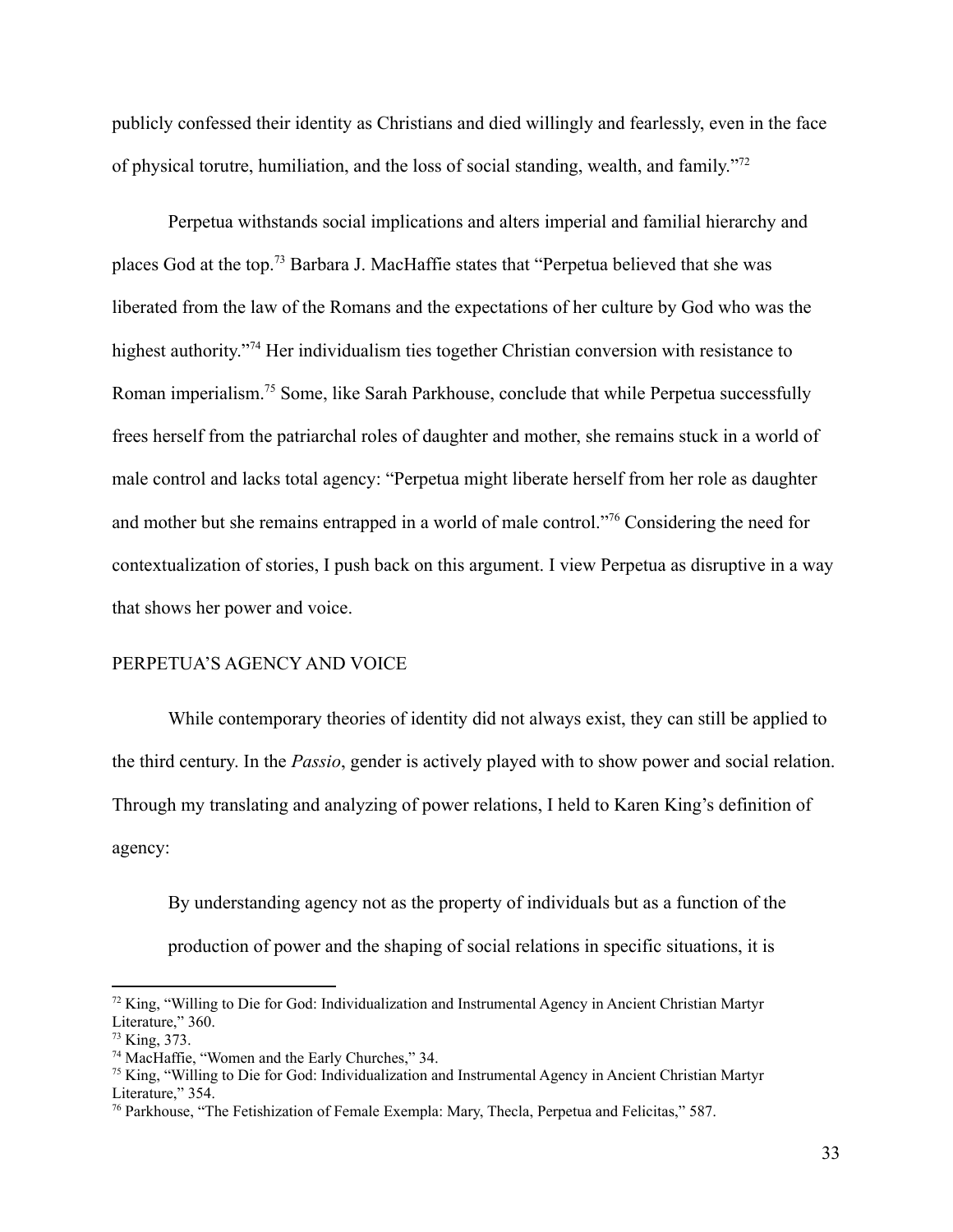publicly confessed their identity as Christians and died willingly and fearlessly, even in the face of physical torutre, humiliation, and the loss of social standing, wealth, and family."[72]

Perpetua withstands social implications and alters imperial and familial hierarchy and places God at the top.[73] Barbara J. MacHaffie states that "Perpetua believed that she was liberated from the law of the Romans and the expectations of her culture by God who was the highest authority."[74] Her individualism ties together Christian conversion with resistance to Roman imperialism.[75] Some, like Sarah Parkhouse, conclude that while Perpetua successfully frees herself from the patriarchal roles of daughter and mother, she remains stuck in a world of male control and lacks total agency: "Perpetua might liberate herself from her role as daughter and mother but she remains entrapped in a world of male control."[76] Considering the need for contextualization of stories, I push back on this argument. I view Perpetua as disruptive in a way that shows her power and voice.

## PERPETUA'S AGENCY AND VOICE

While contemporary theories of identity did not always exist, they can still be applied to the third century. In the *Passio*, gender is actively played with to show power and social relation. Through my translating and analyzing of power relations, I held to Karen King's definition of agency:

> By understanding agency not as the property of individuals but as a function of the production of power and the shaping of social relations in specific situations, it is

---

[72] King, "Willing to Die for God: Individualization and Instrumental Agency in Ancient Christian Martyr Literature," 360.

[73] King, 373.

[74] MacHaffie, "Women and the Early Churches," 34.

[75] King, "Willing to Die for God: Individualization and Instrumental Agency in Ancient Christian Martyr Literature," 354.

[76] Parkhouse, "The Fetishization of Female Exempla: Mary, Thecla, Perpetua and Felicitas," 587.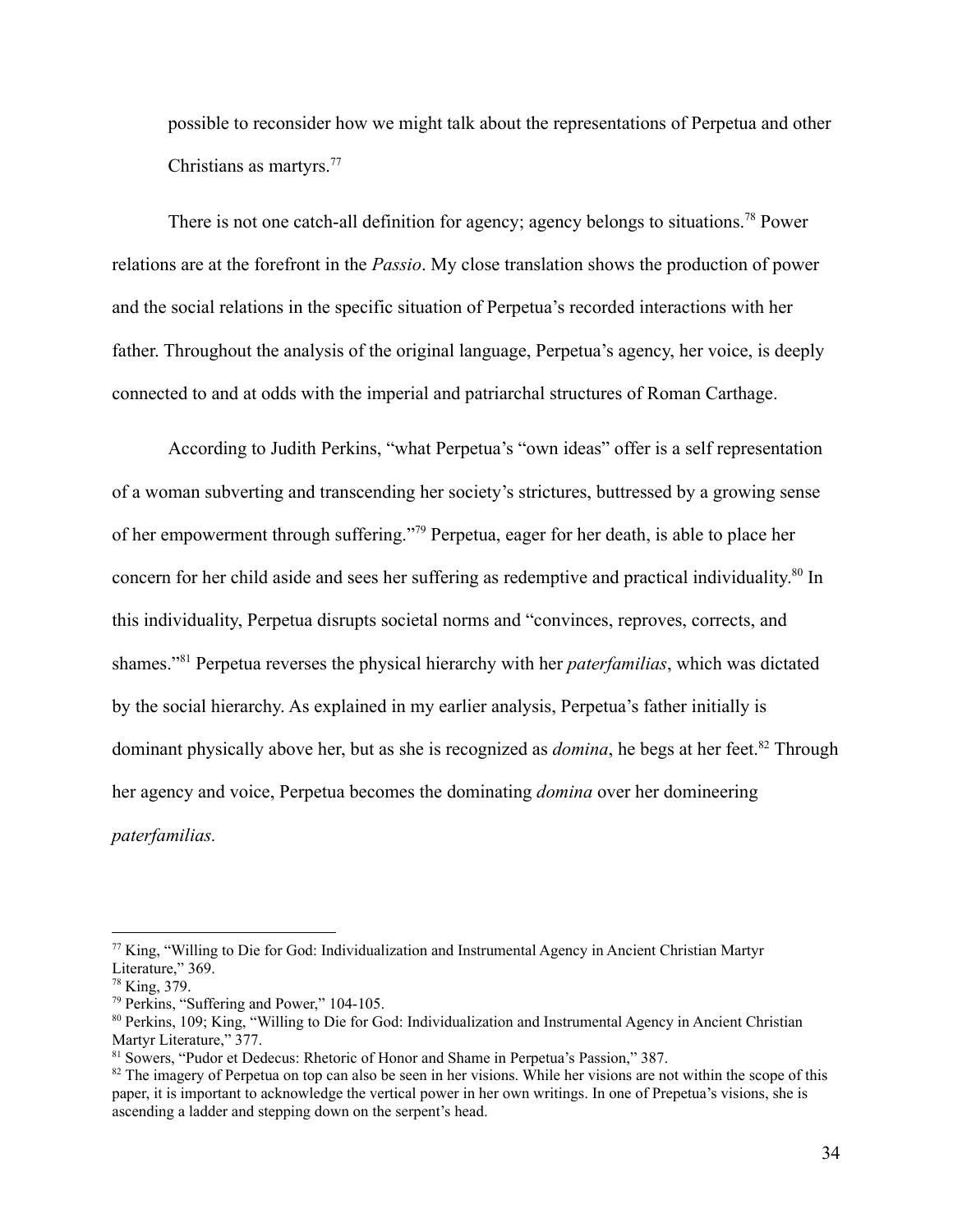possible to reconsider how we might talk about the representations of Perpetua and other Christians as martyrs.[77]

There is not one catch-all definition for agency; agency belongs to situations.[78] Power relations are at the forefront in the *Passio*. My close translation shows the production of power and the social relations in the specific situation of Perpetua's recorded interactions with her father. Throughout the analysis of the original language, Perpetua's agency, her voice, is deeply connected to and at odds with the imperial and patriarchal structures of Roman Carthage.

According to Judith Perkins, "what Perpetua's "own ideas" offer is a self representation of a woman subverting and transcending her society's strictures, buttressed by a growing sense of her empowerment through suffering."[79] Perpetua, eager for her death, is able to place her concern for her child aside and sees her suffering as redemptive and practical individuality.[80] In this individuality, Perpetua disrupts societal norms and "convinces, reproves, corrects, and shames."[81] Perpetua reverses the physical hierarchy with her *paterfamilias*, which was dictated by the social hierarchy. As explained in my earlier analysis, Perpetua's father initially is dominant physically above her, but as she is recognized as *domina*, he begs at her feet.[82] Through her agency and voice, Perpetua becomes the dominating *domina* over her domineering *paterfamilias*.

---

[77] King, "Willing to Die for God: Individualization and Instrumental Agency in Ancient Christian Martyr Literature," 369.

[78] King, 379.

[79] Perkins, "Suffering and Power," 104-105.

[80] Perkins, 109; King, "Willing to Die for God: Individualization and Instrumental Agency in Ancient Christian Martyr Literature," 377.

[81] Sowers, "Pudor et Dedecus: Rhetoric of Honor and Shame in Perpetua's Passion," 387.

[82] The imagery of Perpetua on top can also be seen in her visions. While her visions are not within the scope of this paper, it is important to acknowledge the vertical power in her own writings. In one of Prepetua's visions, she is ascending a ladder and stepping down on the serpent's head.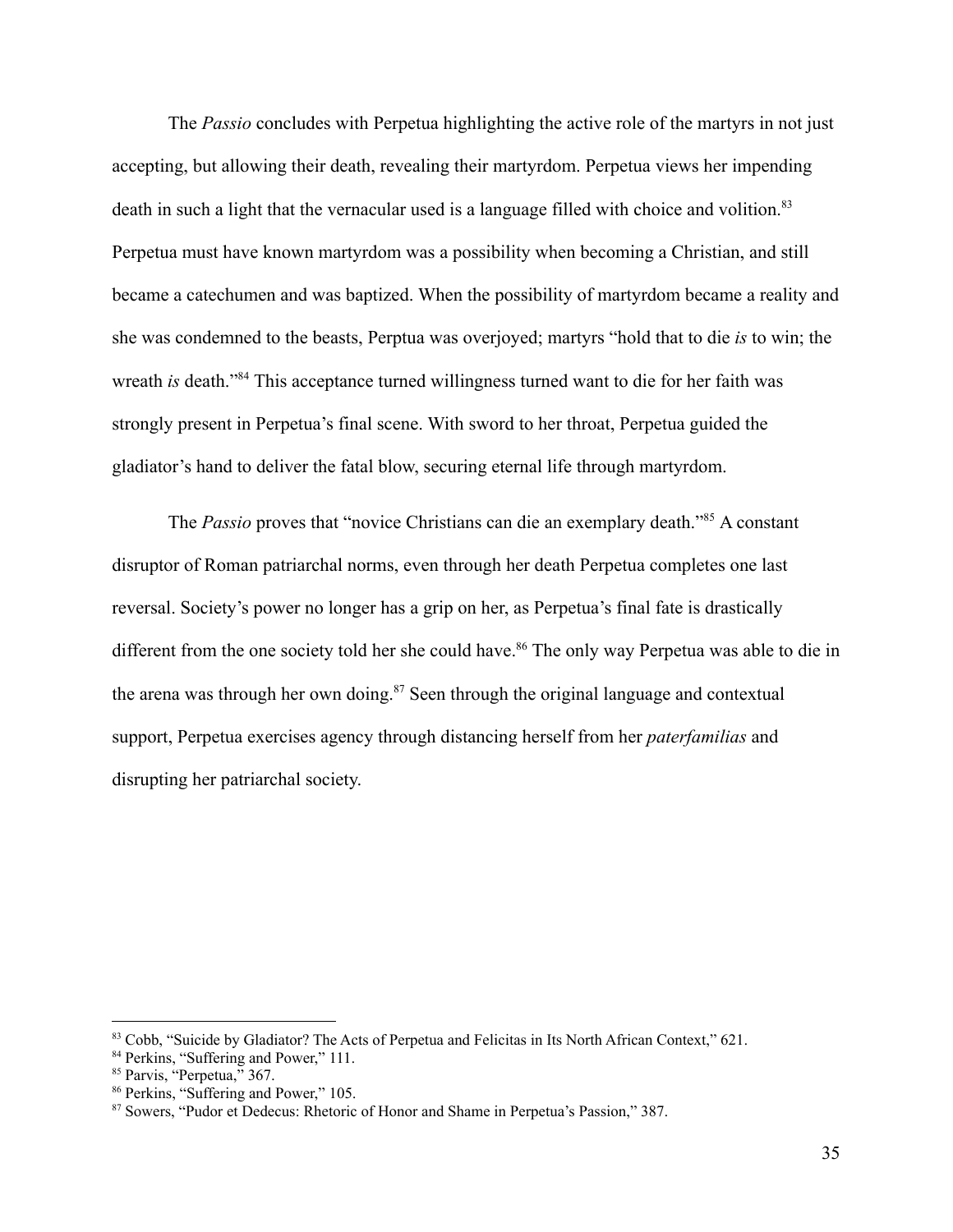The *Passio* concludes with Perpetua highlighting the active role of the martyrs in not just accepting, but allowing their death, revealing their martyrdom. Perpetua views her impending death in such a light that the vernacular used is a language filled with choice and volition.[83] Perpetua must have known martyrdom was a possibility when becoming a Christian, and still became a catechumen and was baptized. When the possibility of martyrdom became a reality and she was condemned to the beasts, Perptua was overjoyed; martyrs "hold that to die *is* to win; the wreath *is* death."[84] This acceptance turned willingness turned want to die for her faith was strongly present in Perpetua's final scene. With sword to her throat, Perpetua guided the gladiator's hand to deliver the fatal blow, securing eternal life through martyrdom.

The *Passio* proves that "novice Christians can die an exemplary death."[85] A constant disruptor of Roman patriarchal norms, even through her death Perpetua completes one last reversal. Society's power no longer has a grip on her, as Perpetua's final fate is drastically different from the one society told her she could have.[86] The only way Perpetua was able to die in the arena was through her own doing.[87] Seen through the original language and contextual support, Perpetua exercises agency through distancing herself from her *paterfamilias* and disrupting her patriarchal society.

---

[83] Cobb, "Suicide by Gladiator? The Acts of Perpetua and Felicitas in Its North African Context," 621.

[84] Perkins, "Suffering and Power," 111.

[85] Parvis, "Perpetua," 367.

[86] Perkins, "Suffering and Power," 105.

[87] Sowers, "Pudor et Dedecus: Rhetoric of Honor and Shame in Perpetua's Passion," 387.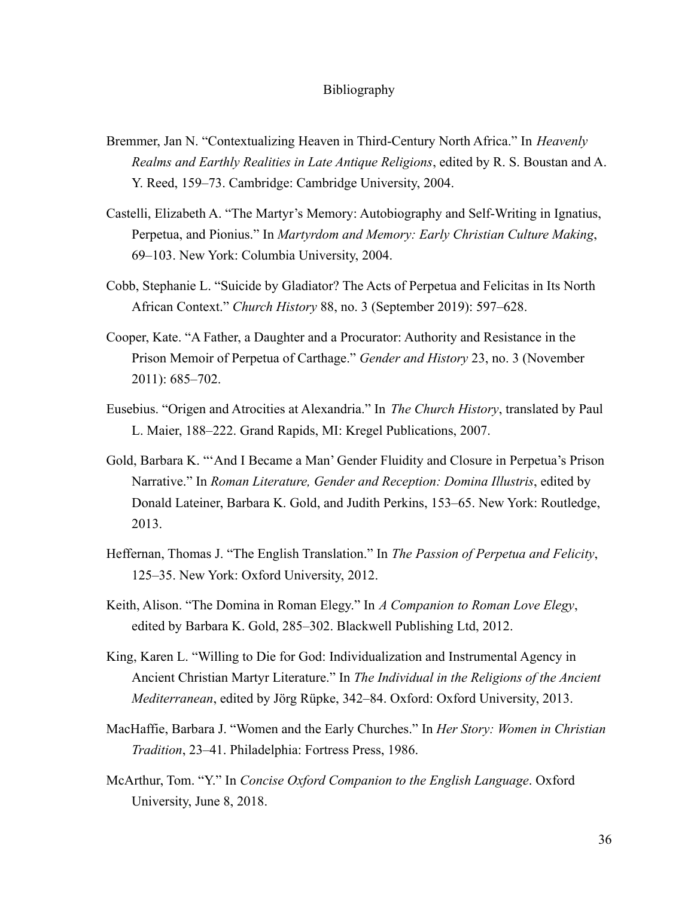# Bibliography

Bremmer, Jan N. "Contextualizing Heaven in Third-Century North Africa." In *Heavenly Realms and Earthly Realities in Late Antique Religions*, edited by R. S. Boustan and A. Y. Reed, 159–73. Cambridge: Cambridge University, 2004.

Castelli, Elizabeth A. "The Martyr's Memory: Autobiography and Self-Writing in Ignatius, Perpetua, and Pionius." In *Martyrdom and Memory: Early Christian Culture Making*, 69–103. New York: Columbia University, 2004.

Cobb, Stephanie L. "Suicide by Gladiator? The Acts of Perpetua and Felicitas in Its North African Context." *Church History* 88, no. 3 (September 2019): 597–628.

Cooper, Kate. "A Father, a Daughter and a Procurator: Authority and Resistance in the Prison Memoir of Perpetua of Carthage." *Gender and History* 23, no. 3 (November 2011): 685–702.

Eusebius. "Origen and Atrocities at Alexandria." In *The Church History*, translated by Paul L. Maier, 188–222. Grand Rapids, MI: Kregel Publications, 2007.

Gold, Barbara K. "'And I Became a Man' Gender Fluidity and Closure in Perpetua's Prison Narrative." In *Roman Literature, Gender and Reception: Domina Illustris*, edited by Donald Lateiner, Barbara K. Gold, and Judith Perkins, 153–65. New York: Routledge, 2013.

Heffernan, Thomas J. "The English Translation." In *The Passion of Perpetua and Felicity*, 125–35. New York: Oxford University, 2012.

Keith, Alison. "The Domina in Roman Elegy." In *A Companion to Roman Love Elegy*, edited by Barbara K. Gold, 285–302. Blackwell Publishing Ltd, 2012.

King, Karen L. "Willing to Die for God: Individualization and Instrumental Agency in Ancient Christian Martyr Literature." In *The Individual in the Religions of the Ancient Mediterranean*, edited by Jörg Rüpke, 342–84. Oxford: Oxford University, 2013.

MacHaffie, Barbara J. "Women and the Early Churches." In *Her Story: Women in Christian Tradition*, 23–41. Philadelphia: Fortress Press, 1986.

McArthur, Tom. "Y." In *Concise Oxford Companion to the English Language*. Oxford University, June 8, 2018.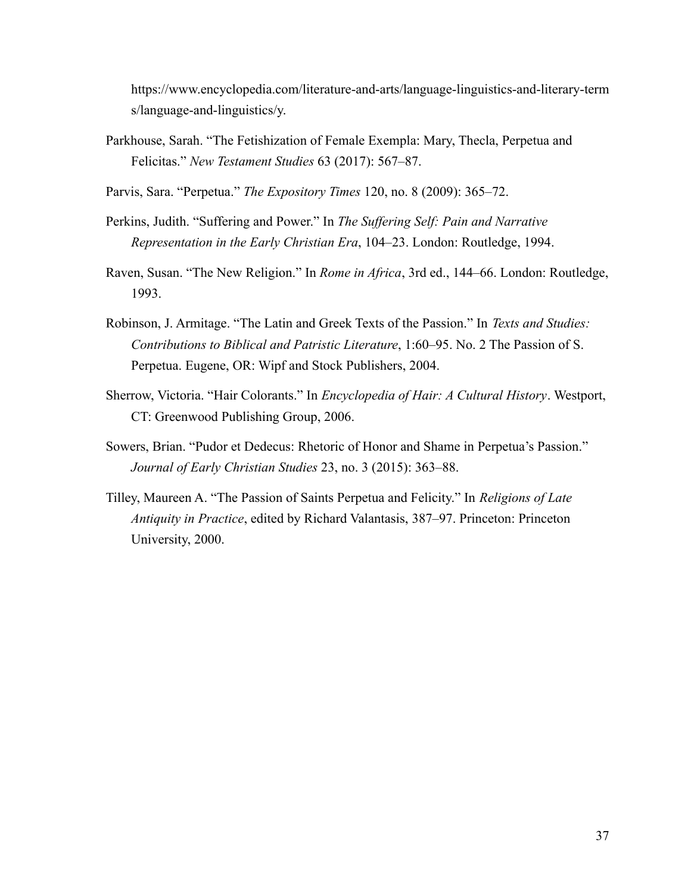https://www.encyclopedia.com/literature-and-arts/language-linguistics-and-literary-terms/language-and-linguistics/y.

Parkhouse, Sarah. "The Fetishization of Female Exempla: Mary, Thecla, Perpetua and Felicitas." *New Testament Studies* 63 (2017): 567–87.

Parvis, Sara. "Perpetua." *The Expository Times* 120, no. 8 (2009): 365–72.

Perkins, Judith. "Suffering and Power." In *The Suffering Self: Pain and Narrative Representation in the Early Christian Era*, 104–23. London: Routledge, 1994.

Raven, Susan. "The New Religion." In *Rome in Africa*, 3rd ed., 144–66. London: Routledge, 1993.

Robinson, J. Armitage. "The Latin and Greek Texts of the Passion." In *Texts and Studies: Contributions to Biblical and Patristic Literature*, 1:60–95. No. 2 The Passion of S. Perpetua. Eugene, OR: Wipf and Stock Publishers, 2004.

Sherrow, Victoria. "Hair Colorants." In *Encyclopedia of Hair: A Cultural History*. Westport, CT: Greenwood Publishing Group, 2006.

Sowers, Brian. "Pudor et Dedecus: Rhetoric of Honor and Shame in Perpetua's Passion." *Journal of Early Christian Studies* 23, no. 3 (2015): 363–88.

Tilley, Maureen A. "The Passion of Saints Perpetua and Felicity." In *Religions of Late Antiquity in Practice*, edited by Richard Valantasis, 387–97. Princeton: Princeton University, 2000.